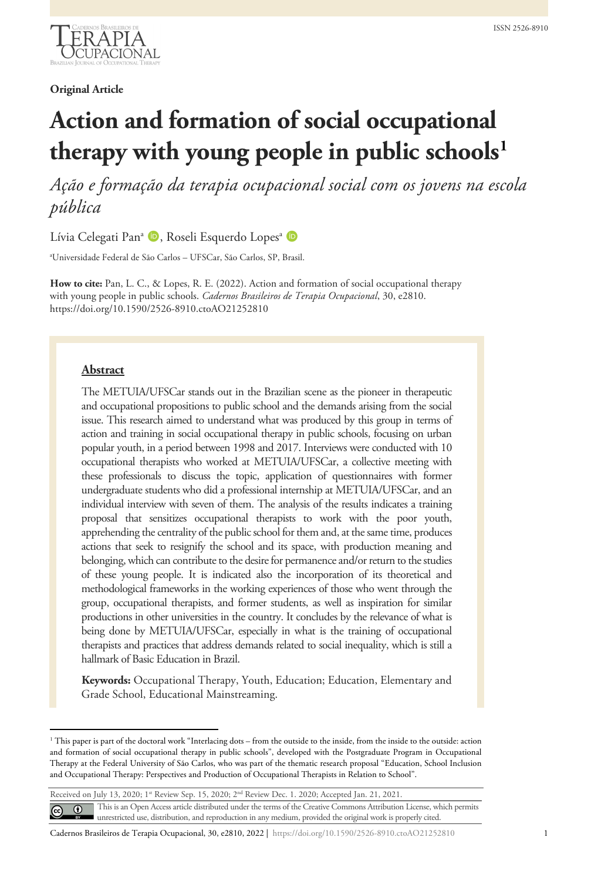**Original Article**

# Action and formation of social occupational therapy with young people in public schools[1]

*Ação e formação da terapia ocupacional social com os jovens na escola pública*

Lívia Celegati Pan[a], Roseli Esquerdo Lopes[a]

[a]Universidade Federal de São Carlos – UFSCar, São Carlos, SP, Brasil.

**How to cite:** Pan, L. C., & Lopes, R. E. (2022). Action and formation of social occupational therapy with young people in public schools. *Cadernos Brasileiros de Terapia Ocupacional*, 30, e2810. https://doi.org/10.1590/2526-8910.ctoAO21252810

## Abstract

The METUIA/UFSCar stands out in the Brazilian scene as the pioneer in therapeutic and occupational propositions to public school and the demands arising from the social issue. This research aimed to understand what was produced by this group in terms of action and training in social occupational therapy in public schools, focusing on urban popular youth, in a period between 1998 and 2017. Interviews were conducted with 10 occupational therapists who worked at METUIA/UFSCar, a collective meeting with these professionals to discuss the topic, application of questionnaires with former undergraduate students who did a professional internship at METUIA/UFSCar, and an individual interview with seven of them. The analysis of the results indicates a training proposal that sensitizes occupational therapists to work with the poor youth, apprehending the centrality of the public school for them and, at the same time, produces actions that seek to resignify the school and its space, with production meaning and belonging, which can contribute to the desire for permanence and/or return to the studies of these young people. It is indicated also the incorporation of its theoretical and methodological frameworks in the working experiences of those who went through the group, occupational therapists, and former students, as well as inspiration for similar productions in other universities in the country. It concludes by the relevance of what is being done by METUIA/UFSCar, especially in what is the training of occupational therapists and practices that address demands related to social inequality, which is still a hallmark of Basic Education in Brazil.

**Keywords:** Occupational Therapy, Youth, Education; Education, Elementary and Grade School, Educational Mainstreaming.

---

[1] This paper is part of the doctoral work "Interlacing dots – from the outside to the inside, from the inside to the outside: action and formation of social occupational therapy in public schools", developed with the Postgraduate Program in Occupational Therapy at the Federal University of São Carlos, who was part of the thematic research proposal "Education, School Inclusion and Occupational Therapy: Perspectives and Production of Occupational Therapists in Relation to School".

Received on July 13, 2020; 1st Review Sep. 15, 2020; 2nd Review Dec. 1. 2020; Accepted Jan. 21, 2021.

This is an Open Access article distributed under the terms of the Creative Commons Attribution License, which permits unrestricted use, distribution, and reproduction in any medium, provided the original work is properly cited.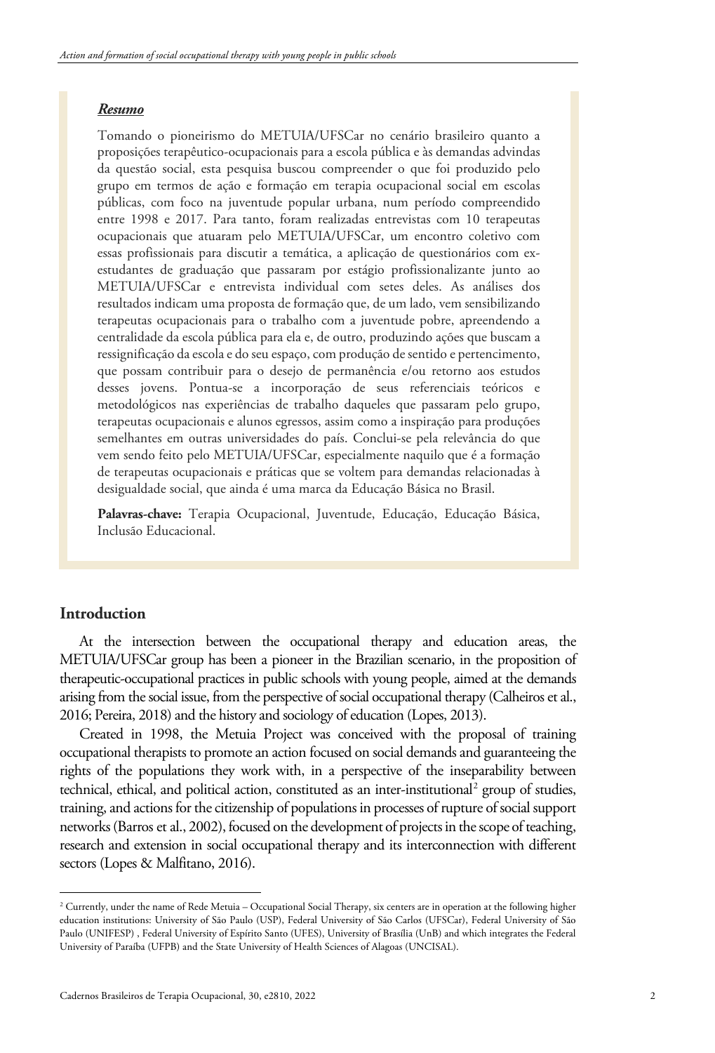### ***Resumo***

Tomando o pioneirismo do METUIA/UFSCar no cenário brasileiro quanto a proposições terapêutico-ocupacionais para a escola pública e às demandas advindas da questão social, esta pesquisa buscou compreender o que foi produzido pelo grupo em termos de ação e formação em terapia ocupacional social em escolas públicas, com foco na juventude popular urbana, num período compreendido entre 1998 e 2017. Para tanto, foram realizadas entrevistas com 10 terapeutas ocupacionais que atuaram pelo METUIA/UFSCar, um encontro coletivo com essas profissionais para discutir a temática, a aplicação de questionários com ex-estudantes de graduação que passaram por estágio profissionalizante junto ao METUIA/UFSCar e entrevista individual com setes deles. As análises dos resultados indicam uma proposta de formação que, de um lado, vem sensibilizando terapeutas ocupacionais para o trabalho com a juventude pobre, apreendendo a centralidade da escola pública para ela e, de outro, produzindo ações que buscam a ressignificação da escola e do seu espaço, com produção de sentido e pertencimento, que possam contribuir para o desejo de permanência e/ou retorno aos estudos desses jovens. Pontua-se a incorporação de seus referenciais teóricos e metodológicos nas experiências de trabalho daqueles que passaram pelo grupo, terapeutas ocupacionais e alunos egressos, assim como a inspiração para produções semelhantes em outras universidades do país. Conclui-se pela relevância do que vem sendo feito pelo METUIA/UFSCar, especialmente naquilo que é a formação de terapeutas ocupacionais e práticas que se voltem para demandas relacionadas à desigualdade social, que ainda é uma marca da Educação Básica no Brasil.

**Palavras-chave:** Terapia Ocupacional, Juventude, Educação, Educação Básica, Inclusão Educacional.

## Introduction

At the intersection between the occupational therapy and education areas, the METUIA/UFSCar group has been a pioneer in the Brazilian scenario, in the proposition of therapeutic-occupational practices in public schools with young people, aimed at the demands arising from the social issue, from the perspective of social occupational therapy (Calheiros et al., 2016; Pereira, 2018) and the history and sociology of education (Lopes, 2013).

Created in 1998, the Metuia Project was conceived with the proposal of training occupational therapists to promote an action focused on social demands and guaranteeing the rights of the populations they work with, in a perspective of the inseparability between technical, ethical, and political action, constituted as an inter-institutional[2] group of studies, training, and actions for the citizenship of populations in processes of rupture of social support networks (Barros et al., 2002), focused on the development of projects in the scope of teaching, research and extension in social occupational therapy and its interconnection with different sectors (Lopes & Malfitano, 2016).

[2] Currently, under the name of Rede Metuia – Occupational Social Therapy, six centers are in operation at the following higher education institutions: University of São Paulo (USP), Federal University of São Carlos (UFSCar), Federal University of São Paulo (UNIFESP) , Federal University of Espírito Santo (UFES), University of Brasília (UnB) and which integrates the Federal University of Paraíba (UFPB) and the State University of Health Sciences of Alagoas (UNCISAL).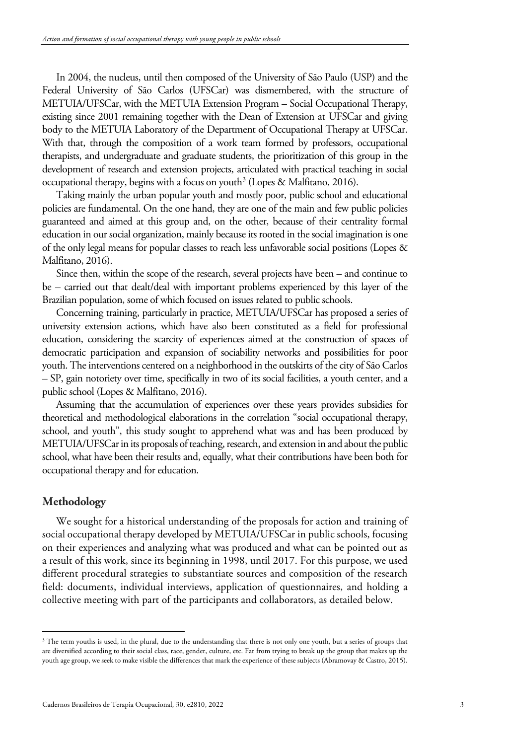In 2004, the nucleus, until then composed of the University of São Paulo (USP) and the Federal University of São Carlos (UFSCar) was dismembered, with the structure of METUIA/UFSCar, with the METUIA Extension Program – Social Occupational Therapy, existing since 2001 remaining together with the Dean of Extension at UFSCar and giving body to the METUIA Laboratory of the Department of Occupational Therapy at UFSCar. With that, through the composition of a work team formed by professors, occupational therapists, and undergraduate and graduate students, the prioritization of this group in the development of research and extension projects, articulated with practical teaching in social occupational therapy, begins with a focus on youth[3] (Lopes & Malfitano, 2016).

Taking mainly the urban popular youth and mostly poor, public school and educational policies are fundamental. On the one hand, they are one of the main and few public policies guaranteed and aimed at this group and, on the other, because of their centrality formal education in our social organization, mainly because its rooted in the social imagination is one of the only legal means for popular classes to reach less unfavorable social positions (Lopes & Malfitano, 2016).

Since then, within the scope of the research, several projects have been – and continue to be – carried out that dealt/deal with important problems experienced by this layer of the Brazilian population, some of which focused on issues related to public schools.

Concerning training, particularly in practice, METUIA/UFSCar has proposed a series of university extension actions, which have also been constituted as a field for professional education, considering the scarcity of experiences aimed at the construction of spaces of democratic participation and expansion of sociability networks and possibilities for poor youth. The interventions centered on a neighborhood in the outskirts of the city of São Carlos – SP, gain notoriety over time, specifically in two of its social facilities, a youth center, and a public school (Lopes & Malfitano, 2016).

Assuming that the accumulation of experiences over these years provides subsidies for theoretical and methodological elaborations in the correlation "social occupational therapy, school, and youth", this study sought to apprehend what was and has been produced by METUIA/UFSCar in its proposals of teaching, research, and extension in and about the public school, what have been their results and, equally, what their contributions have been both for occupational therapy and for education.

## Methodology

We sought for a historical understanding of the proposals for action and training of social occupational therapy developed by METUIA/UFSCar in public schools, focusing on their experiences and analyzing what was produced and what can be pointed out as a result of this work, since its beginning in 1998, until 2017. For this purpose, we used different procedural strategies to substantiate sources and composition of the research field: documents, individual interviews, application of questionnaires, and holding a collective meeting with part of the participants and collaborators, as detailed below.

---

[3] The term youths is used, in the plural, due to the understanding that there is not only one youth, but a series of groups that are diversified according to their social class, race, gender, culture, etc. Far from trying to break up the group that makes up the youth age group, we seek to make visible the differences that mark the experience of these subjects (Abramovay & Castro, 2015).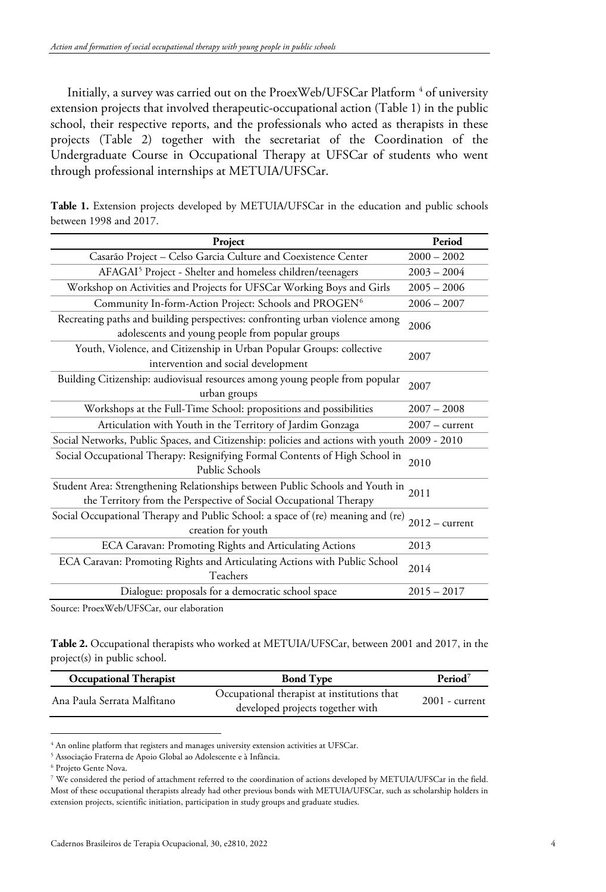Initially, a survey was carried out on the ProexWeb/UFSCar Platform [4] of university extension projects that involved therapeutic-occupational action (Table 1) in the public school, their respective reports, and the professionals who acted as therapists in these projects (Table 2) together with the secretariat of the Coordination of the Undergraduate Course in Occupational Therapy at UFSCar of students who went through professional internships at METUIA/UFSCar.

**Table 1.** Extension projects developed by METUIA/UFSCar in the education and public schools between 1998 and 2017.

| Project | Period |
|---|---|
| Casarão Project – Celso Garcia Culture and Coexistence Center | 2000 – 2002 |
| AFAGAI[5] Project - Shelter and homeless children/teenagers | 2003 – 2004 |
| Workshop on Activities and Projects for UFSCar Working Boys and Girls | 2005 – 2006 |
| Community In-form-Action Project: Schools and PROGEN[6] | 2006 – 2007 |
| Recreating paths and building perspectives: confronting urban violence among adolescents and young people from popular groups | 2006 |
| Youth, Violence, and Citizenship in Urban Popular Groups: collective intervention and social development | 2007 |
| Building Citizenship: audiovisual resources among young people from popular urban groups | 2007 |
| Workshops at the Full-Time School: propositions and possibilities | 2007 – 2008 |
| Articulation with Youth in the Territory of Jardim Gonzaga | 2007 – current |
| Social Networks, Public Spaces, and Citizenship: policies and actions with youth | 2009 - 2010 |
| Social Occupational Therapy: Resignifying Formal Contents of High School in Public Schools | 2010 |
| Student Area: Strengthening Relationships between Public Schools and Youth in the Territory from the Perspective of Social Occupational Therapy | 2011 |
| Social Occupational Therapy and Public School: a space of (re) meaning and (re) creation for youth | 2012 – current |
| ECA Caravan: Promoting Rights and Articulating Actions | 2013 |
| ECA Caravan: Promoting Rights and Articulating Actions with Public School Teachers | 2014 |
| Dialogue: proposals for a democratic school space | 2015 – 2017 |

Source: ProexWeb/UFSCar, our elaboration

**Table 2.** Occupational therapists who worked at METUIA/UFSCar, between 2001 and 2017, in the project(s) in public school.

| Occupational Therapist | Bond Type | Period[7] |
|---|---|---|
| Ana Paula Serrata Malfitano | Occupational therapist at institutions that developed projects together with | 2001 - current |

[4] An online platform that registers and manages university extension activities at UFSCar.

[5] Associação Fraterna de Apoio Global ao Adolescente e à Infância.

[6] Projeto Gente Nova.

[7] We considered the period of attachment referred to the coordination of actions developed by METUIA/UFSCar in the field. Most of these occupational therapists already had other previous bonds with METUIA/UFSCar, such as scholarship holders in extension projects, scientific initiation, participation in study groups and graduate studies.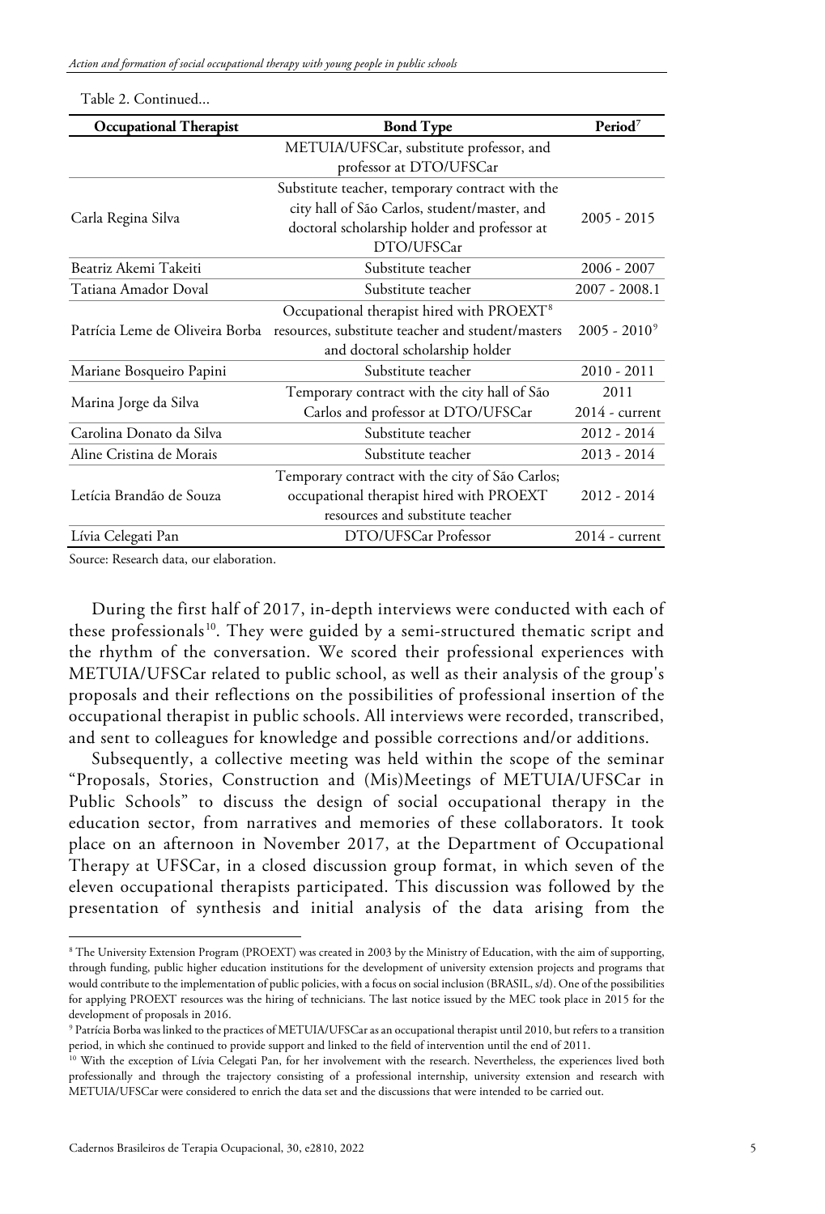Table 2. Continued...

| Occupational Therapist | Bond Type | Period[7] |
|---|---|---|
| | METUIA/UFSCar, substitute professor, and professor at DTO/UFSCar | |
| Carla Regina Silva | Substitute teacher, temporary contract with the city hall of São Carlos, student/master, and doctoral scholarship holder and professor at DTO/UFSCar | 2005 - 2015 |
| Beatriz Akemi Takeiti | Substitute teacher | 2006 - 2007 |
| Tatiana Amador Doval | Substitute teacher | 2007 - 2008.1 |
| Patrícia Leme de Oliveira Borba | Occupational therapist hired with PROEXT[8] resources, substitute teacher and student/masters and doctoral scholarship holder | 2005 - 2010[9] |
| Mariane Bosqueiro Papini | Substitute teacher | 2010 - 2011 |
| Marina Jorge da Silva | Temporary contract with the city hall of São Carlos and professor at DTO/UFSCar | 2011<br>2014 - current |
| Carolina Donato da Silva | Substitute teacher | 2012 - 2014 |
| Aline Cristina de Morais | Substitute teacher | 2013 - 2014 |
| Letícia Brandão de Souza | Temporary contract with the city of São Carlos; occupational therapist hired with PROEXT resources and substitute teacher | 2012 - 2014 |
| Lívia Celegati Pan | DTO/UFSCar Professor | 2014 - current |

Source: Research data, our elaboration.

During the first half of 2017, in-depth interviews were conducted with each of these professionals[10]. They were guided by a semi-structured thematic script and the rhythm of the conversation. We scored their professional experiences with METUIA/UFSCar related to public school, as well as their analysis of the group's proposals and their reflections on the possibilities of professional insertion of the occupational therapist in public schools. All interviews were recorded, transcribed, and sent to colleagues for knowledge and possible corrections and/or additions.

Subsequently, a collective meeting was held within the scope of the seminar "Proposals, Stories, Construction and (Mis)Meetings of METUIA/UFSCar in Public Schools" to discuss the design of social occupational therapy in the education sector, from narratives and memories of these collaborators. It took place on an afternoon in November 2017, at the Department of Occupational Therapy at UFSCar, in a closed discussion group format, in which seven of the eleven occupational therapists participated. This discussion was followed by the presentation of synthesis and initial analysis of the data arising from the

---

[8] The University Extension Program (PROEXT) was created in 2003 by the Ministry of Education, with the aim of supporting, through funding, public higher education institutions for the development of university extension projects and programs that would contribute to the implementation of public policies, with a focus on social inclusion (BRASIL, s/d). One of the possibilities for applying PROEXT resources was the hiring of technicians. The last notice issued by the MEC took place in 2015 for the development of proposals in 2016.

[9] Patrícia Borba was linked to the practices of METUIA/UFSCar as an occupational therapist until 2010, but refers to a transition period, in which she continued to provide support and linked to the field of intervention until the end of 2011.

[10] With the exception of Lívia Celegati Pan, for her involvement with the research. Nevertheless, the experiences lived both professionally and through the trajectory consisting of a professional internship, university extension and research with METUIA/UFSCar were considered to enrich the data set and the discussions that were intended to be carried out.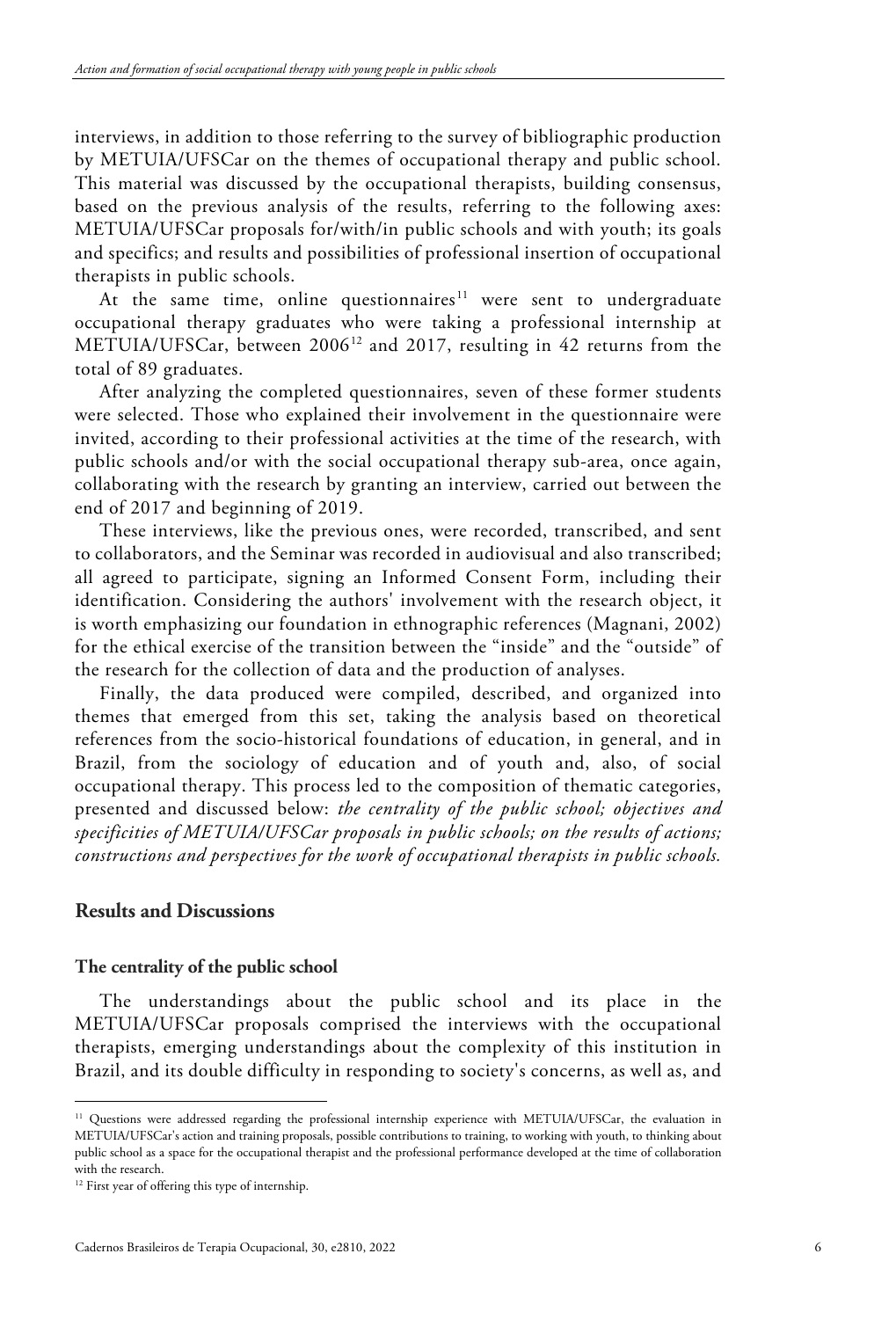interviews, in addition to those referring to the survey of bibliographic production by METUIA/UFSCar on the themes of occupational therapy and public school. This material was discussed by the occupational therapists, building consensus, based on the previous analysis of the results, referring to the following axes: METUIA/UFSCar proposals for/with/in public schools and with youth; its goals and specifics; and results and possibilities of professional insertion of occupational therapists in public schools.

At the same time, online questionnaires[11] were sent to undergraduate occupational therapy graduates who were taking a professional internship at METUIA/UFSCar, between 2006[12] and 2017, resulting in 42 returns from the total of 89 graduates.

After analyzing the completed questionnaires, seven of these former students were selected. Those who explained their involvement in the questionnaire were invited, according to their professional activities at the time of the research, with public schools and/or with the social occupational therapy sub-area, once again, collaborating with the research by granting an interview, carried out between the end of 2017 and beginning of 2019.

These interviews, like the previous ones, were recorded, transcribed, and sent to collaborators, and the Seminar was recorded in audiovisual and also transcribed; all agreed to participate, signing an Informed Consent Form, including their identification. Considering the authors' involvement with the research object, it is worth emphasizing our foundation in ethnographic references (Magnani, 2002) for the ethical exercise of the transition between the "inside" and the "outside" of the research for the collection of data and the production of analyses.

Finally, the data produced were compiled, described, and organized into themes that emerged from this set, taking the analysis based on theoretical references from the socio-historical foundations of education, in general, and in Brazil, from the sociology of education and of youth and, also, of social occupational therapy. This process led to the composition of thematic categories, presented and discussed below: *the centrality of the public school; objectives and specificities of METUIA/UFSCar proposals in public schools; on the results of actions; constructions and perspectives for the work of occupational therapists in public schools.*

## Results and Discussions

### The centrality of the public school

The understandings about the public school and its place in the METUIA/UFSCar proposals comprised the interviews with the occupational therapists, emerging understandings about the complexity of this institution in Brazil, and its double difficulty in responding to society's concerns, as well as, and

---

[11] Questions were addressed regarding the professional internship experience with METUIA/UFSCar, the evaluation in METUIA/UFSCar's action and training proposals, possible contributions to training, to working with youth, to thinking about public school as a space for the occupational therapist and the professional performance developed at the time of collaboration with the research.

[12] First year of offering this type of internship.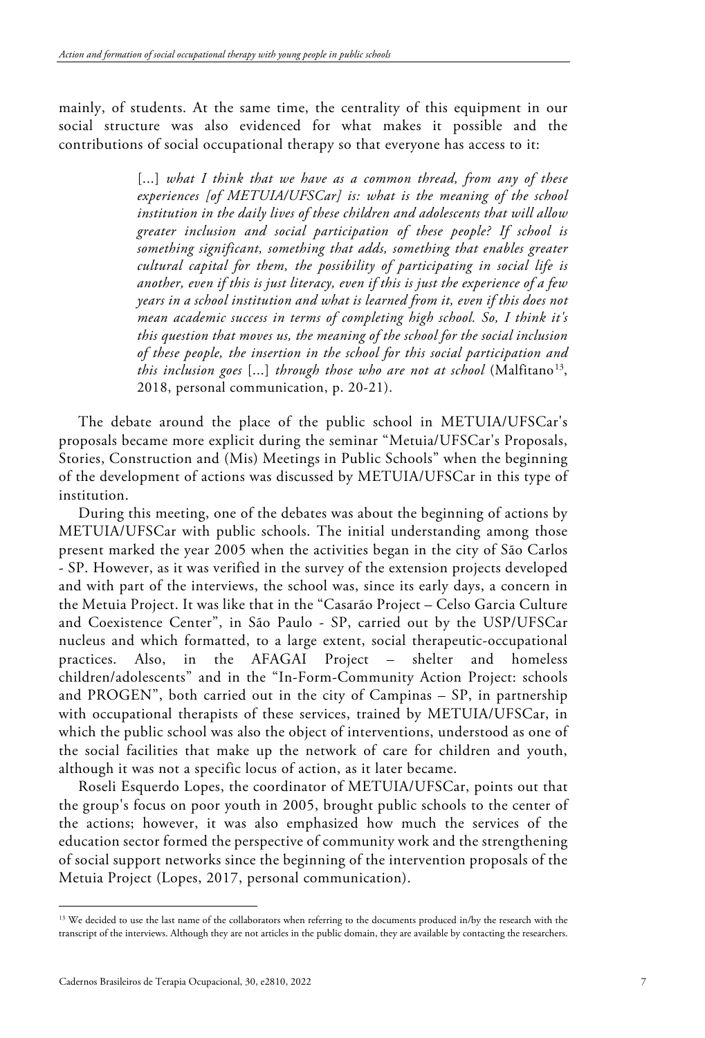mainly, of students. At the same time, the centrality of this equipment in our social structure was also evidenced for what makes it possible and the contributions of social occupational therapy so that everyone has access to it:

> [...] *what I think that we have as a common thread, from any of these experiences [of METUIA/UFSCar] is: what is the meaning of the school institution in the daily lives of these children and adolescents that will allow greater inclusion and social participation of these people? If school is something significant, something that adds, something that enables greater cultural capital for them, the possibility of participating in social life is another, even if this is just literacy, even if this is just the experience of a few years in a school institution and what is learned from it, even if this does not mean academic success in terms of completing high school. So, I think it's this question that moves us, the meaning of the school for the social inclusion of these people, the insertion in the school for this social participation and this inclusion goes* [...] *through those who are not at school* (Malfitano[13], 2018, personal communication, p. 20-21).

The debate around the place of the public school in METUIA/UFSCar's proposals became more explicit during the seminar "Metuia/UFSCar's Proposals, Stories, Construction and (Mis) Meetings in Public Schools" when the beginning of the development of actions was discussed by METUIA/UFSCar in this type of institution.

During this meeting, one of the debates was about the beginning of actions by METUIA/UFSCar with public schools. The initial understanding among those present marked the year 2005 when the activities began in the city of São Carlos - SP. However, as it was verified in the survey of the extension projects developed and with part of the interviews, the school was, since its early days, a concern in the Metuia Project. It was like that in the "Casarão Project – Celso Garcia Culture and Coexistence Center", in São Paulo - SP, carried out by the USP/UFSCar nucleus and which formatted, to a large extent, social therapeutic-occupational practices. Also, in the AFAGAI Project – shelter and homeless children/adolescents" and in the "In-Form-Community Action Project: schools and PROGEN", both carried out in the city of Campinas – SP, in partnership with occupational therapists of these services, trained by METUIA/UFSCar, in which the public school was also the object of interventions, understood as one of the social facilities that make up the network of care for children and youth, although it was not a specific locus of action, as it later became.

Roseli Esquerdo Lopes, the coordinator of METUIA/UFSCar, points out that the group's focus on poor youth in 2005, brought public schools to the center of the actions; however, it was also emphasized how much the services of the education sector formed the perspective of community work and the strengthening of social support networks since the beginning of the intervention proposals of the Metuia Project (Lopes, 2017, personal communication).

[13] We decided to use the last name of the collaborators when referring to the documents produced in/by the research with the transcript of the interviews. Although they are not articles in the public domain, they are available by contacting the researchers.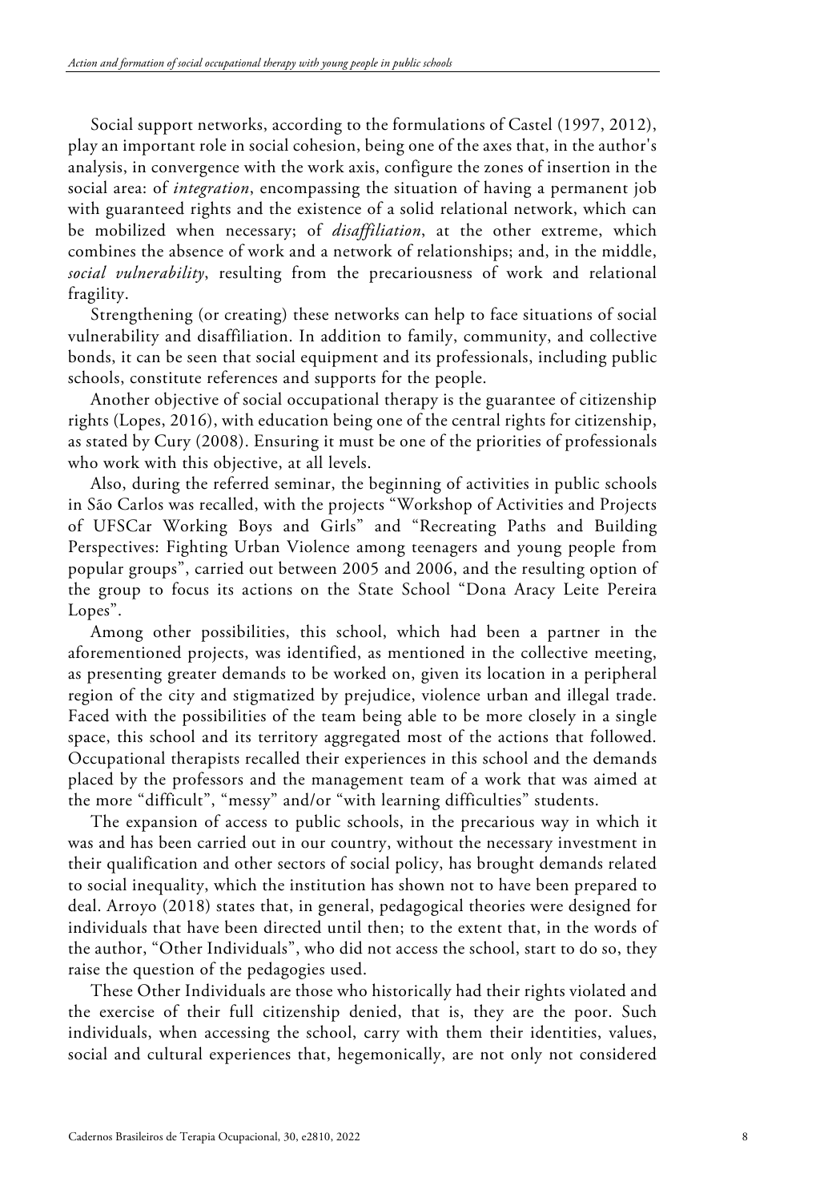Social support networks, according to the formulations of Castel (1997, 2012), play an important role in social cohesion, being one of the axes that, in the author's analysis, in convergence with the work axis, configure the zones of insertion in the social area: of *integration*, encompassing the situation of having a permanent job with guaranteed rights and the existence of a solid relational network, which can be mobilized when necessary; of *disaffiliation*, at the other extreme, which combines the absence of work and a network of relationships; and, in the middle, *social vulnerability*, resulting from the precariousness of work and relational fragility.

Strengthening (or creating) these networks can help to face situations of social vulnerability and disaffiliation. In addition to family, community, and collective bonds, it can be seen that social equipment and its professionals, including public schools, constitute references and supports for the people.

Another objective of social occupational therapy is the guarantee of citizenship rights (Lopes, 2016), with education being one of the central rights for citizenship, as stated by Cury (2008). Ensuring it must be one of the priorities of professionals who work with this objective, at all levels.

Also, during the referred seminar, the beginning of activities in public schools in São Carlos was recalled, with the projects "Workshop of Activities and Projects of UFSCar Working Boys and Girls" and "Recreating Paths and Building Perspectives: Fighting Urban Violence among teenagers and young people from popular groups", carried out between 2005 and 2006, and the resulting option of the group to focus its actions on the State School "Dona Aracy Leite Pereira Lopes".

Among other possibilities, this school, which had been a partner in the aforementioned projects, was identified, as mentioned in the collective meeting, as presenting greater demands to be worked on, given its location in a peripheral region of the city and stigmatized by prejudice, violence urban and illegal trade. Faced with the possibilities of the team being able to be more closely in a single space, this school and its territory aggregated most of the actions that followed. Occupational therapists recalled their experiences in this school and the demands placed by the professors and the management team of a work that was aimed at the more "difficult", "messy" and/or "with learning difficulties" students.

The expansion of access to public schools, in the precarious way in which it was and has been carried out in our country, without the necessary investment in their qualification and other sectors of social policy, has brought demands related to social inequality, which the institution has shown not to have been prepared to deal. Arroyo (2018) states that, in general, pedagogical theories were designed for individuals that have been directed until then; to the extent that, in the words of the author, "Other Individuals", who did not access the school, start to do so, they raise the question of the pedagogies used.

These Other Individuals are those who historically had their rights violated and the exercise of their full citizenship denied, that is, they are the poor. Such individuals, when accessing the school, carry with them their identities, values, social and cultural experiences that, hegemonically, are not only not considered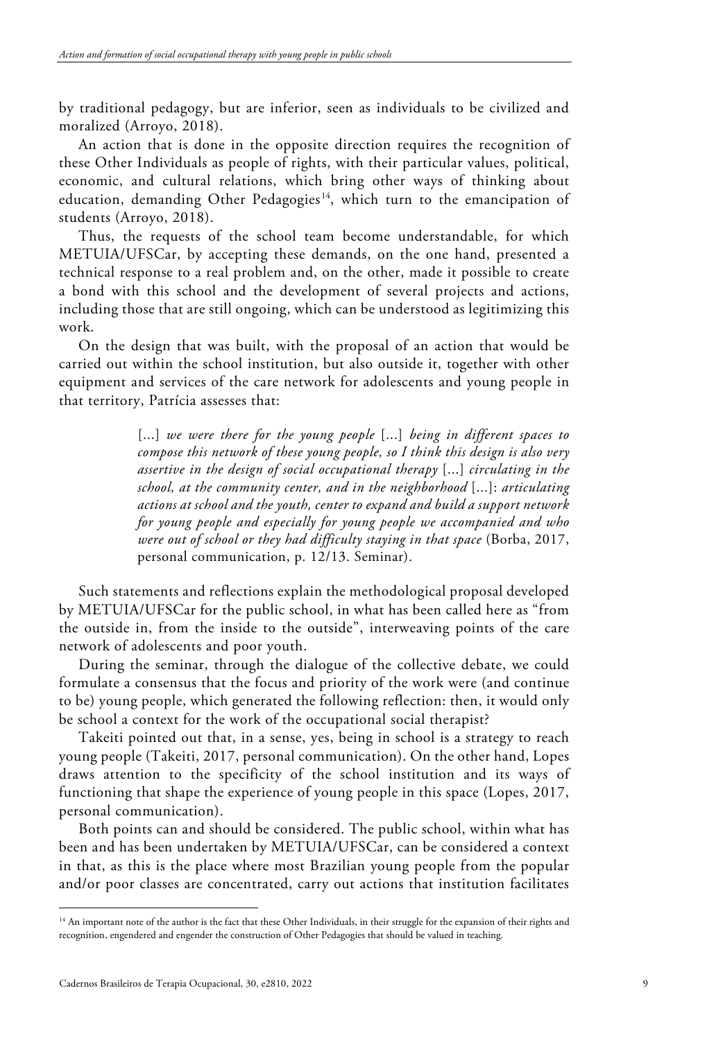by traditional pedagogy, but are inferior, seen as individuals to be civilized and moralized (Arroyo, 2018).

An action that is done in the opposite direction requires the recognition of these Other Individuals as people of rights, with their particular values, political, economic, and cultural relations, which bring other ways of thinking about education, demanding Other Pedagogies[14], which turn to the emancipation of students (Arroyo, 2018).

Thus, the requests of the school team become understandable, for which METUIA/UFSCar, by accepting these demands, on the one hand, presented a technical response to a real problem and, on the other, made it possible to create a bond with this school and the development of several projects and actions, including those that are still ongoing, which can be understood as legitimizing this work.

On the design that was built, with the proposal of an action that would be carried out within the school institution, but also outside it, together with other equipment and services of the care network for adolescents and young people in that territory, Patrícia assesses that:

> [...] *we were there for the young people* [...] *being in different spaces to compose this network of these young people, so I think this design is also very assertive in the design of social occupational therapy* [...] *circulating in the school, at the community center, and in the neighborhood* [...]: *articulating actions at school and the youth, center to expand and build a support network for young people and especially for young people we accompanied and who were out of school or they had difficulty staying in that space* (Borba, 2017, personal communication, p. 12/13. Seminar).

Such statements and reflections explain the methodological proposal developed by METUIA/UFSCar for the public school, in what has been called here as "from the outside in, from the inside to the outside", interweaving points of the care network of adolescents and poor youth.

During the seminar, through the dialogue of the collective debate, we could formulate a consensus that the focus and priority of the work were (and continue to be) young people, which generated the following reflection: then, it would only be school a context for the work of the occupational social therapist?

Takeiti pointed out that, in a sense, yes, being in school is a strategy to reach young people (Takeiti, 2017, personal communication). On the other hand, Lopes draws attention to the specificity of the school institution and its ways of functioning that shape the experience of young people in this space (Lopes, 2017, personal communication).

Both points can and should be considered. The public school, within what has been and has been undertaken by METUIA/UFSCar, can be considered a context in that, as this is the place where most Brazilian young people from the popular and/or poor classes are concentrated, carry out actions that institution facilitates

[14] An important note of the author is the fact that these Other Individuals, in their struggle for the expansion of their rights and recognition, engendered and engender the construction of Other Pedagogies that should be valued in teaching.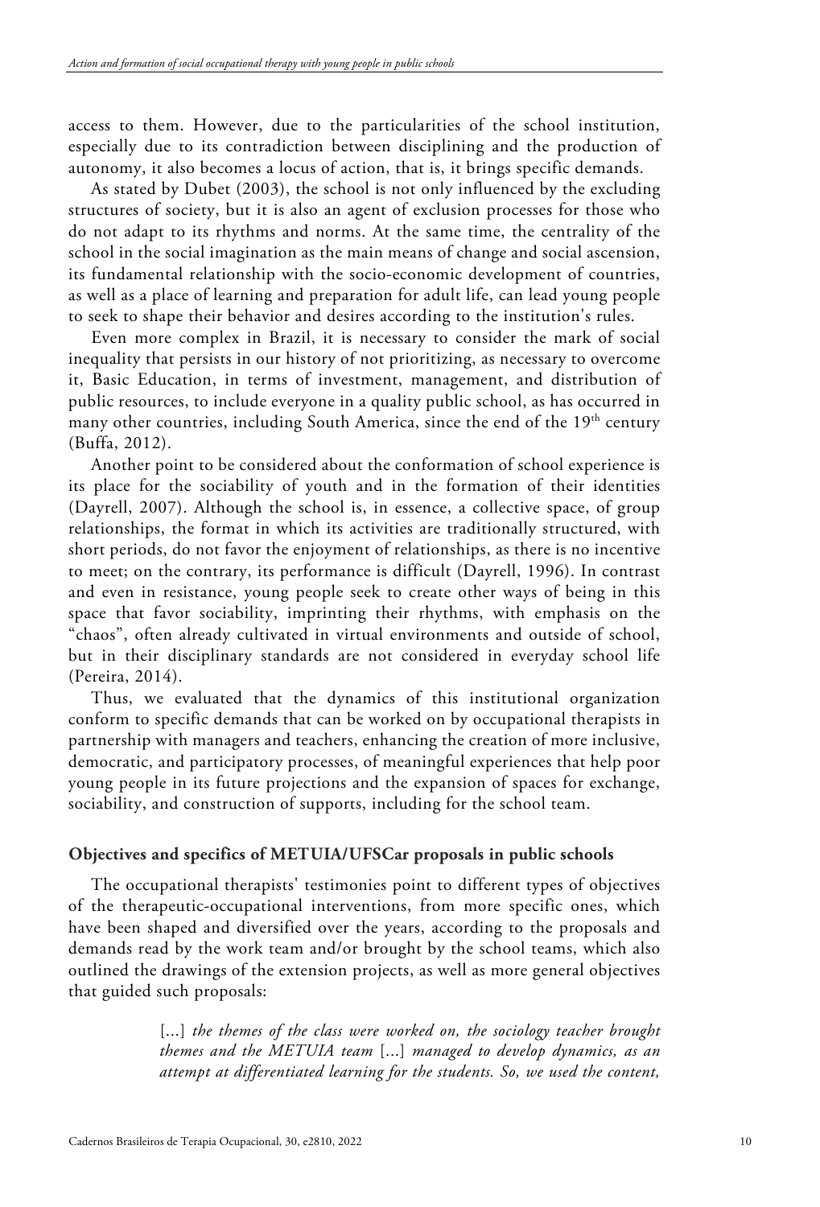access to them. However, due to the particularities of the school institution, especially due to its contradiction between disciplining and the production of autonomy, it also becomes a locus of action, that is, it brings specific demands.

As stated by Dubet (2003), the school is not only influenced by the excluding structures of society, but it is also an agent of exclusion processes for those who do not adapt to its rhythms and norms. At the same time, the centrality of the school in the social imagination as the main means of change and social ascension, its fundamental relationship with the socio-economic development of countries, as well as a place of learning and preparation for adult life, can lead young people to seek to shape their behavior and desires according to the institution's rules.

Even more complex in Brazil, it is necessary to consider the mark of social inequality that persists in our history of not prioritizing, as necessary to overcome it, Basic Education, in terms of investment, management, and distribution of public resources, to include everyone in a quality public school, as has occurred in many other countries, including South America, since the end of the 19th century (Buffa, 2012).

Another point to be considered about the conformation of school experience is its place for the sociability of youth and in the formation of their identities (Dayrell, 2007). Although the school is, in essence, a collective space, of group relationships, the format in which its activities are traditionally structured, with short periods, do not favor the enjoyment of relationships, as there is no incentive to meet; on the contrary, its performance is difficult (Dayrell, 1996). In contrast and even in resistance, young people seek to create other ways of being in this space that favor sociability, imprinting their rhythms, with emphasis on the "chaos", often already cultivated in virtual environments and outside of school, but in their disciplinary standards are not considered in everyday school life (Pereira, 2014).

Thus, we evaluated that the dynamics of this institutional organization conform to specific demands that can be worked on by occupational therapists in partnership with managers and teachers, enhancing the creation of more inclusive, democratic, and participatory processes, of meaningful experiences that help poor young people in its future projections and the expansion of spaces for exchange, sociability, and construction of supports, including for the school team.

### Objectives and specifics of METUIA/UFSCar proposals in public schools

The occupational therapists' testimonies point to different types of objectives of the therapeutic-occupational interventions, from more specific ones, which have been shaped and diversified over the years, according to the proposals and demands read by the work team and/or brought by the school teams, which also outlined the drawings of the extension projects, as well as more general objectives that guided such proposals:

> [...] *the themes of the class were worked on, the sociology teacher brought themes and the METUIA team* [...] *managed to develop dynamics, as an attempt at differentiated learning for the students. So, we used the content,*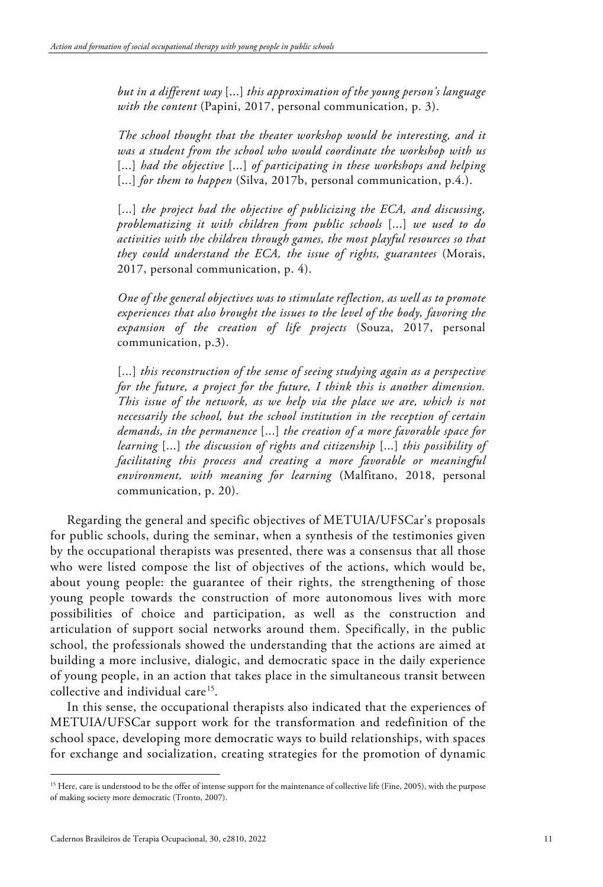*but in a different way* [...] *this approximation of the young person's language with the content* (Papini, 2017, personal communication, p. 3).

*The school thought that the theater workshop would be interesting, and it was a student from the school who would coordinate the workshop with us* [...] *had the objective* [...] *of participating in these workshops and helping* [...] *for them to happen* (Silva, 2017b, personal communication, p.4.).

[...] *the project had the objective of publicizing the ECA, and discussing, problematizing it with children from public schools* [...] *we used to do activities with the children through games, the most playful resources so that they could understand the ECA, the issue of rights, guarantees* (Morais, 2017, personal communication, p. 4).

*One of the general objectives was to stimulate reflection, as well as to promote experiences that also brought the issues to the level of the body, favoring the expansion of the creation of life projects* (Souza, 2017, personal communication, p.3).

[...] *this reconstruction of the sense of seeing studying again as a perspective for the future, a project for the future, I think this is another dimension. This issue of the network, as we help via the place we are, which is not necessarily the school, but the school institution in the reception of certain demands, in the permanence* [...] *the creation of a more favorable space for learning* [...] *the discussion of rights and citizenship* [...] *this possibility of facilitating this process and creating a more favorable or meaningful environment, with meaning for learning* (Malfitano, 2018, personal communication, p. 20).

Regarding the general and specific objectives of METUIA/UFSCar's proposals for public schools, during the seminar, when a synthesis of the testimonies given by the occupational therapists was presented, there was a consensus that all those who were listed compose the list of objectives of the actions, which would be, about young people: the guarantee of their rights, the strengthening of those young people towards the construction of more autonomous lives with more possibilities of choice and participation, as well as the construction and articulation of support social networks around them. Specifically, in the public school, the professionals showed the understanding that the actions are aimed at building a more inclusive, dialogic, and democratic space in the daily experience of young people, in an action that takes place in the simultaneous transit between collective and individual care[15].

In this sense, the occupational therapists also indicated that the experiences of METUIA/UFSCar support work for the transformation and redefinition of the school space, developing more democratic ways to build relationships, with spaces for exchange and socialization, creating strategies for the promotion of dynamic

[15] Here, care is understood to be the offer of intense support for the maintenance of collective life (Fine, 2005), with the purpose of making society more democratic (Tronto, 2007).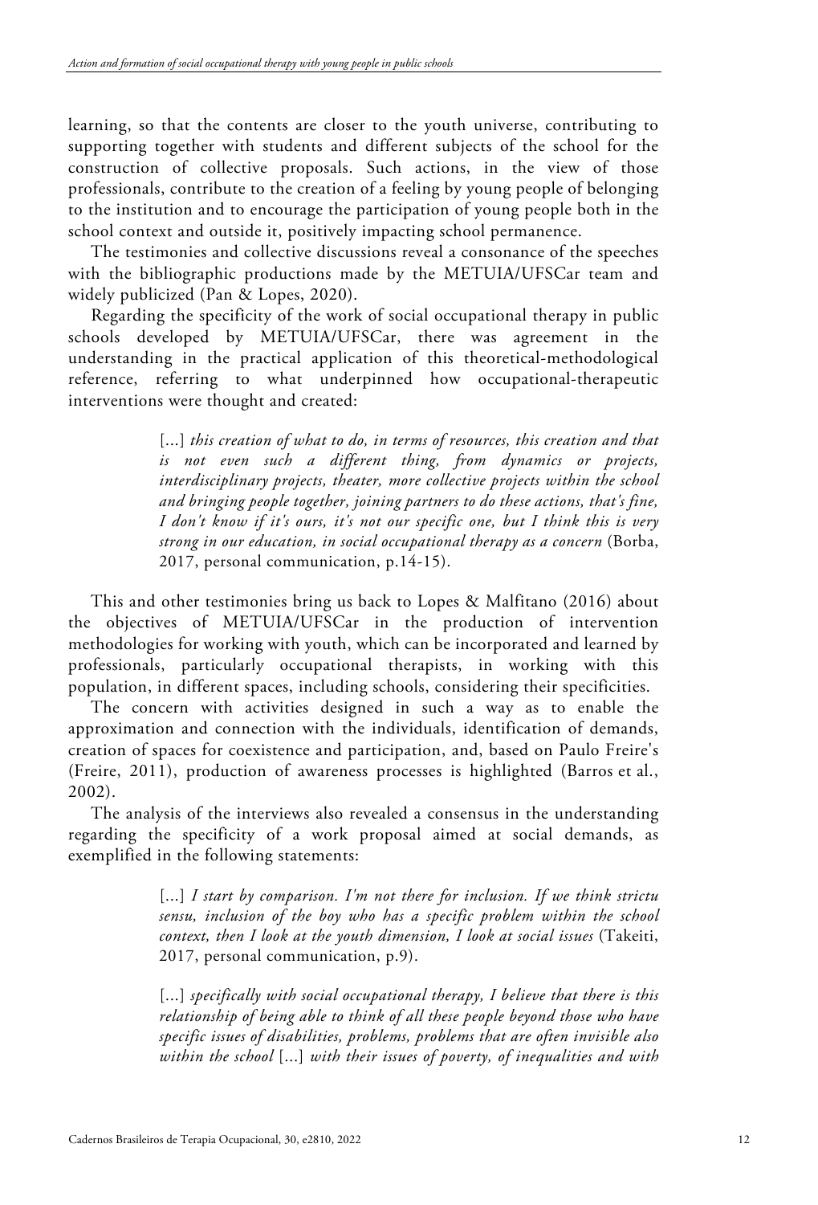learning, so that the contents are closer to the youth universe, contributing to supporting together with students and different subjects of the school for the construction of collective proposals. Such actions, in the view of those professionals, contribute to the creation of a feeling by young people of belonging to the institution and to encourage the participation of young people both in the school context and outside it, positively impacting school permanence.

The testimonies and collective discussions reveal a consonance of the speeches with the bibliographic productions made by the METUIA/UFSCar team and widely publicized (Pan & Lopes, 2020).

Regarding the specificity of the work of social occupational therapy in public schools developed by METUIA/UFSCar, there was agreement in the understanding in the practical application of this theoretical-methodological reference, referring to what underpinned how occupational-therapeutic interventions were thought and created:

> [...] *this creation of what to do, in terms of resources, this creation and that is not even such a different thing, from dynamics or projects, interdisciplinary projects, theater, more collective projects within the school and bringing people together, joining partners to do these actions, that's fine, I don't know if it's ours, it's not our specific one, but I think this is very strong in our education, in social occupational therapy as a concern* (Borba, 2017, personal communication, p.14-15).

This and other testimonies bring us back to Lopes & Malfitano (2016) about the objectives of METUIA/UFSCar in the production of intervention methodologies for working with youth, which can be incorporated and learned by professionals, particularly occupational therapists, in working with this population, in different spaces, including schools, considering their specificities.

The concern with activities designed in such a way as to enable the approximation and connection with the individuals, identification of demands, creation of spaces for coexistence and participation, and, based on Paulo Freire's (Freire, 2011), production of awareness processes is highlighted (Barros et al., 2002).

The analysis of the interviews also revealed a consensus in the understanding regarding the specificity of a work proposal aimed at social demands, as exemplified in the following statements:

> [...] *I start by comparison. I'm not there for inclusion. If we think strictu sensu, inclusion of the boy who has a specific problem within the school context, then I look at the youth dimension, I look at social issues* (Takeiti, 2017, personal communication, p.9).

> [...] *specifically with social occupational therapy, I believe that there is this relationship of being able to think of all these people beyond those who have specific issues of disabilities, problems, problems that are often invisible also within the school* [...] *with their issues of poverty, of inequalities and with*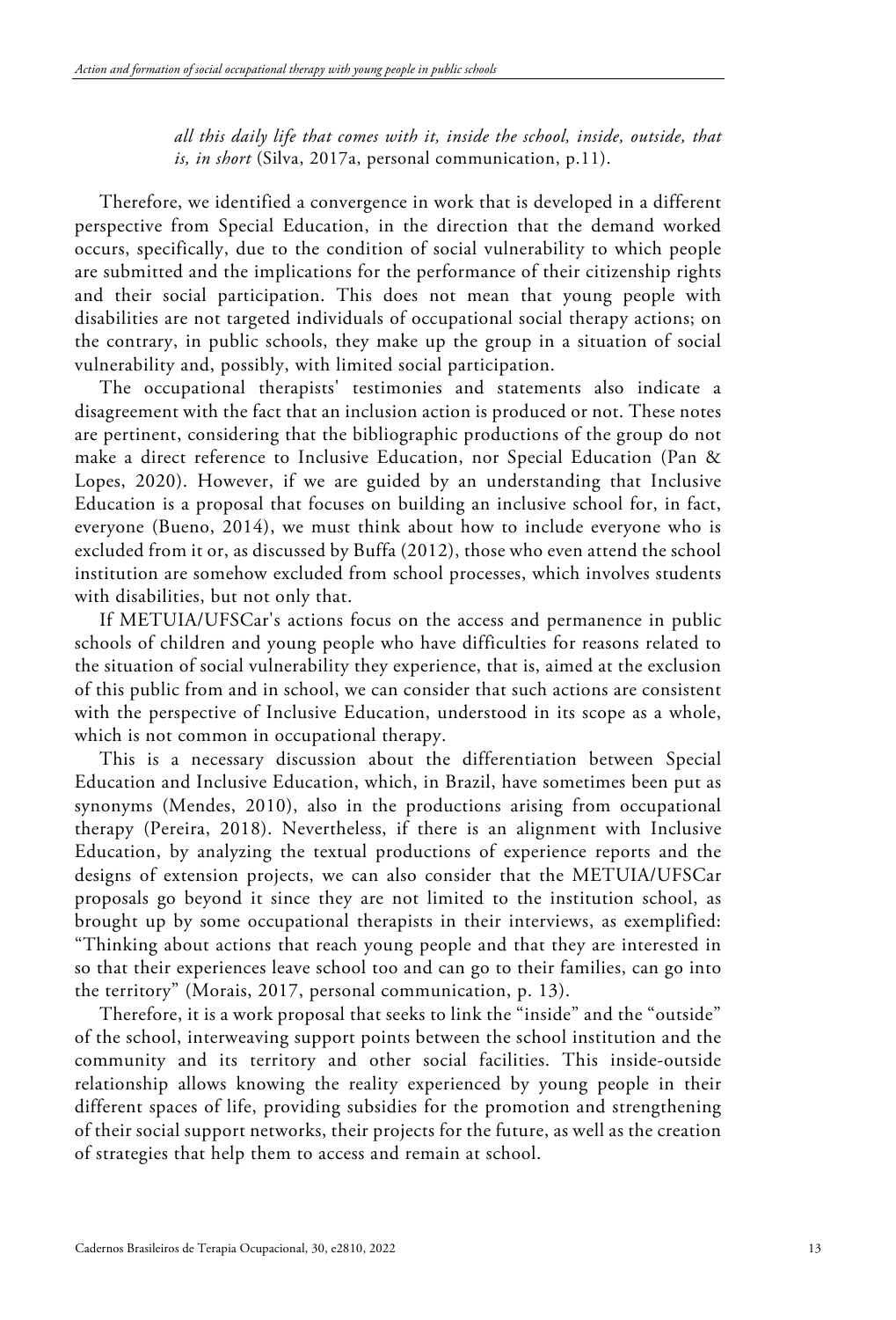> *all this daily life that comes with it, inside the school, inside, outside, that is, in short* (Silva, 2017a, personal communication, p.11).

Therefore, we identified a convergence in work that is developed in a different perspective from Special Education, in the direction that the demand worked occurs, specifically, due to the condition of social vulnerability to which people are submitted and the implications for the performance of their citizenship rights and their social participation. This does not mean that young people with disabilities are not targeted individuals of occupational social therapy actions; on the contrary, in public schools, they make up the group in a situation of social vulnerability and, possibly, with limited social participation.

The occupational therapists' testimonies and statements also indicate a disagreement with the fact that an inclusion action is produced or not. These notes are pertinent, considering that the bibliographic productions of the group do not make a direct reference to Inclusive Education, nor Special Education (Pan & Lopes, 2020). However, if we are guided by an understanding that Inclusive Education is a proposal that focuses on building an inclusive school for, in fact, everyone (Bueno, 2014), we must think about how to include everyone who is excluded from it or, as discussed by Buffa (2012), those who even attend the school institution are somehow excluded from school processes, which involves students with disabilities, but not only that.

If METUIA/UFSCar's actions focus on the access and permanence in public schools of children and young people who have difficulties for reasons related to the situation of social vulnerability they experience, that is, aimed at the exclusion of this public from and in school, we can consider that such actions are consistent with the perspective of Inclusive Education, understood in its scope as a whole, which is not common in occupational therapy.

This is a necessary discussion about the differentiation between Special Education and Inclusive Education, which, in Brazil, have sometimes been put as synonyms (Mendes, 2010), also in the productions arising from occupational therapy (Pereira, 2018). Nevertheless, if there is an alignment with Inclusive Education, by analyzing the textual productions of experience reports and the designs of extension projects, we can also consider that the METUIA/UFSCar proposals go beyond it since they are not limited to the institution school, as brought up by some occupational therapists in their interviews, as exemplified: "Thinking about actions that reach young people and that they are interested in so that their experiences leave school too and can go to their families, can go into the territory" (Morais, 2017, personal communication, p. 13).

Therefore, it is a work proposal that seeks to link the "inside" and the "outside" of the school, interweaving support points between the school institution and the community and its territory and other social facilities. This inside-outside relationship allows knowing the reality experienced by young people in their different spaces of life, providing subsidies for the promotion and strengthening of their social support networks, their projects for the future, as well as the creation of strategies that help them to access and remain at school.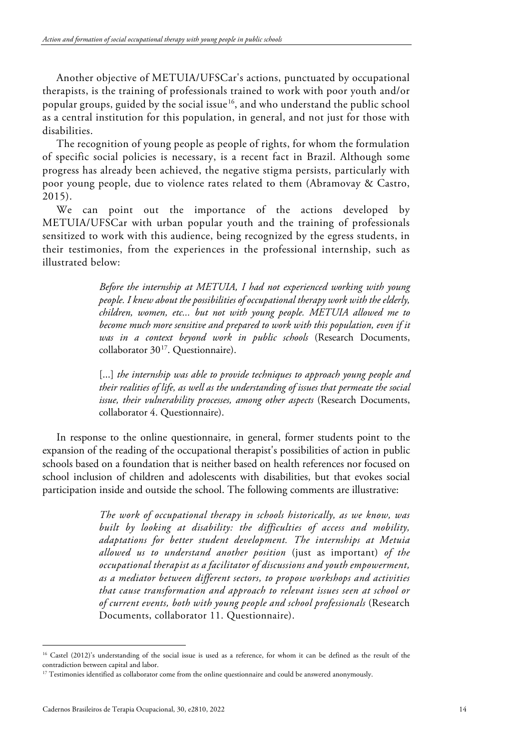Another objective of METUIA/UFSCar's actions, punctuated by occupational therapists, is the training of professionals trained to work with poor youth and/or popular groups, guided by the social issue[16], and who understand the public school as a central institution for this population, in general, and not just for those with disabilities.

The recognition of young people as people of rights, for whom the formulation of specific social policies is necessary, is a recent fact in Brazil. Although some progress has already been achieved, the negative stigma persists, particularly with poor young people, due to violence rates related to them (Abramovay & Castro, 2015).

We can point out the importance of the actions developed by METUIA/UFSCar with urban popular youth and the training of professionals sensitized to work with this audience, being recognized by the egress students, in their testimonies, from the experiences in the professional internship, such as illustrated below:

> *Before the internship at METUIA, I had not experienced working with young people. I knew about the possibilities of occupational therapy work with the elderly, children, women, etc... but not with young people. METUIA allowed me to become much more sensitive and prepared to work with this population, even if it was in a context beyond work in public schools* (Research Documents, collaborator 30[17]. Questionnaire).

> [...] *the internship was able to provide techniques to approach young people and their realities of life, as well as the understanding of issues that permeate the social issue, their vulnerability processes, among other aspects* (Research Documents, collaborator 4. Questionnaire).

In response to the online questionnaire, in general, former students point to the expansion of the reading of the occupational therapist's possibilities of action in public schools based on a foundation that is neither based on health references nor focused on school inclusion of children and adolescents with disabilities, but that evokes social participation inside and outside the school. The following comments are illustrative:

> *The work of occupational therapy in schools historically, as we know, was built by looking at disability: the difficulties of access and mobility, adaptations for better student development. The internships at Metuia allowed us to understand another position* (just as important) *of the occupational therapist as a facilitator of discussions and youth empowerment, as a mediator between different sectors, to propose workshops and activities that cause transformation and approach to relevant issues seen at school or of current events, both with young people and school professionals* (Research Documents, collaborator 11. Questionnaire).

---

[16] Castel (2012)'s understanding of the social issue is used as a reference, for whom it can be defined as the result of the contradiction between capital and labor.

[17] Testimonies identified as collaborator come from the online questionnaire and could be answered anonymously.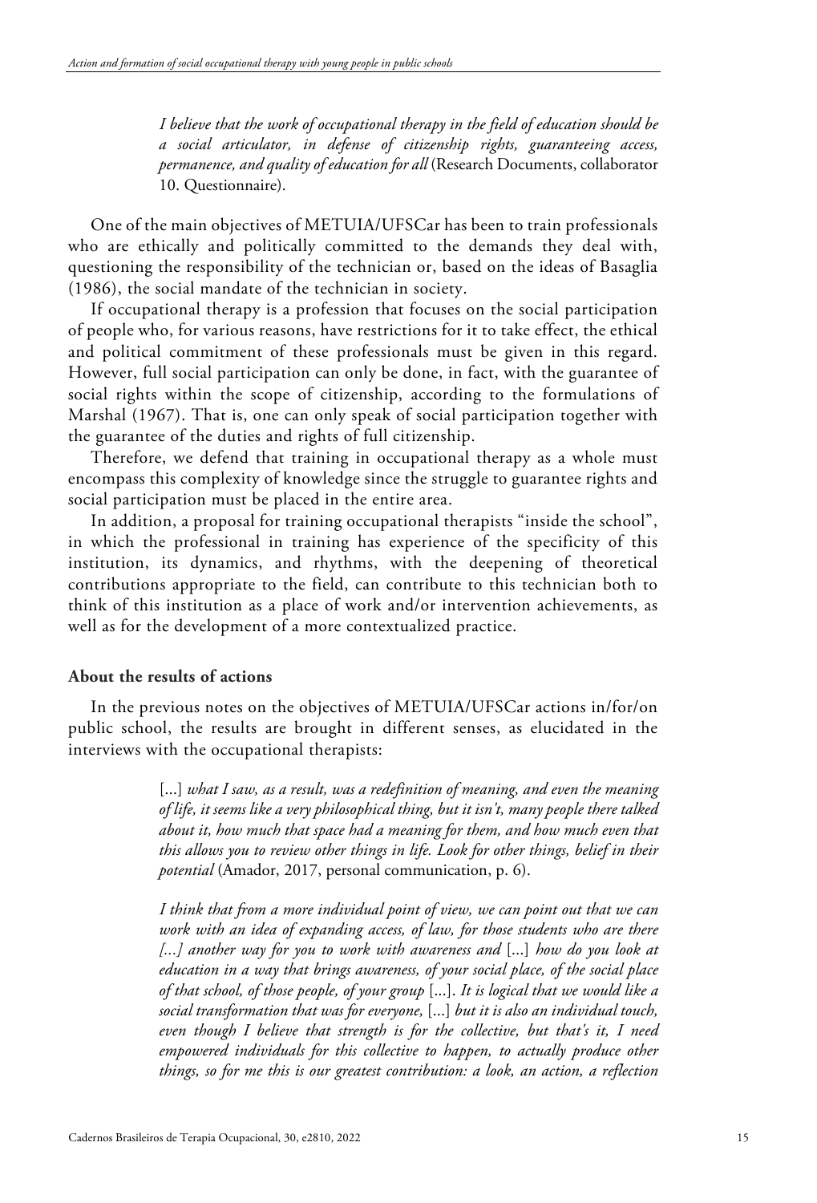> *I believe that the work of occupational therapy in the field of education should be a social articulator, in defense of citizenship rights, guaranteeing access, permanence, and quality of education for all* (Research Documents, collaborator 10. Questionnaire).

One of the main objectives of METUIA/UFSCar has been to train professionals who are ethically and politically committed to the demands they deal with, questioning the responsibility of the technician or, based on the ideas of Basaglia (1986), the social mandate of the technician in society.

If occupational therapy is a profession that focuses on the social participation of people who, for various reasons, have restrictions for it to take effect, the ethical and political commitment of these professionals must be given in this regard. However, full social participation can only be done, in fact, with the guarantee of social rights within the scope of citizenship, according to the formulations of Marshal (1967). That is, one can only speak of social participation together with the guarantee of the duties and rights of full citizenship.

Therefore, we defend that training in occupational therapy as a whole must encompass this complexity of knowledge since the struggle to guarantee rights and social participation must be placed in the entire area.

In addition, a proposal for training occupational therapists "inside the school", in which the professional in training has experience of the specificity of this institution, its dynamics, and rhythms, with the deepening of theoretical contributions appropriate to the field, can contribute to this technician both to think of this institution as a place of work and/or intervention achievements, as well as for the development of a more contextualized practice.

**About the results of actions**

In the previous notes on the objectives of METUIA/UFSCar actions in/for/on public school, the results are brought in different senses, as elucidated in the interviews with the occupational therapists:

> [...] *what I saw, as a result, was a redefinition of meaning, and even the meaning of life, it seems like a very philosophical thing, but it isn't, many people there talked about it, how much that space had a meaning for them, and how much even that this allows you to review other things in life. Look for other things, belief in their potential* (Amador, 2017, personal communication, p. 6).

> *I think that from a more individual point of view, we can point out that we can work with an idea of expanding access, of law, for those students who are there [...] another way for you to work with awareness and* [...] *how do you look at education in a way that brings awareness, of your social place, of the social place of that school, of those people, of your group* [...]. *It is logical that we would like a social transformation that was for everyone,* [...] *but it is also an individual touch, even though I believe that strength is for the collective, but that's it, I need empowered individuals for this collective to happen, to actually produce other things, so for me this is our greatest contribution: a look, an action, a reflection*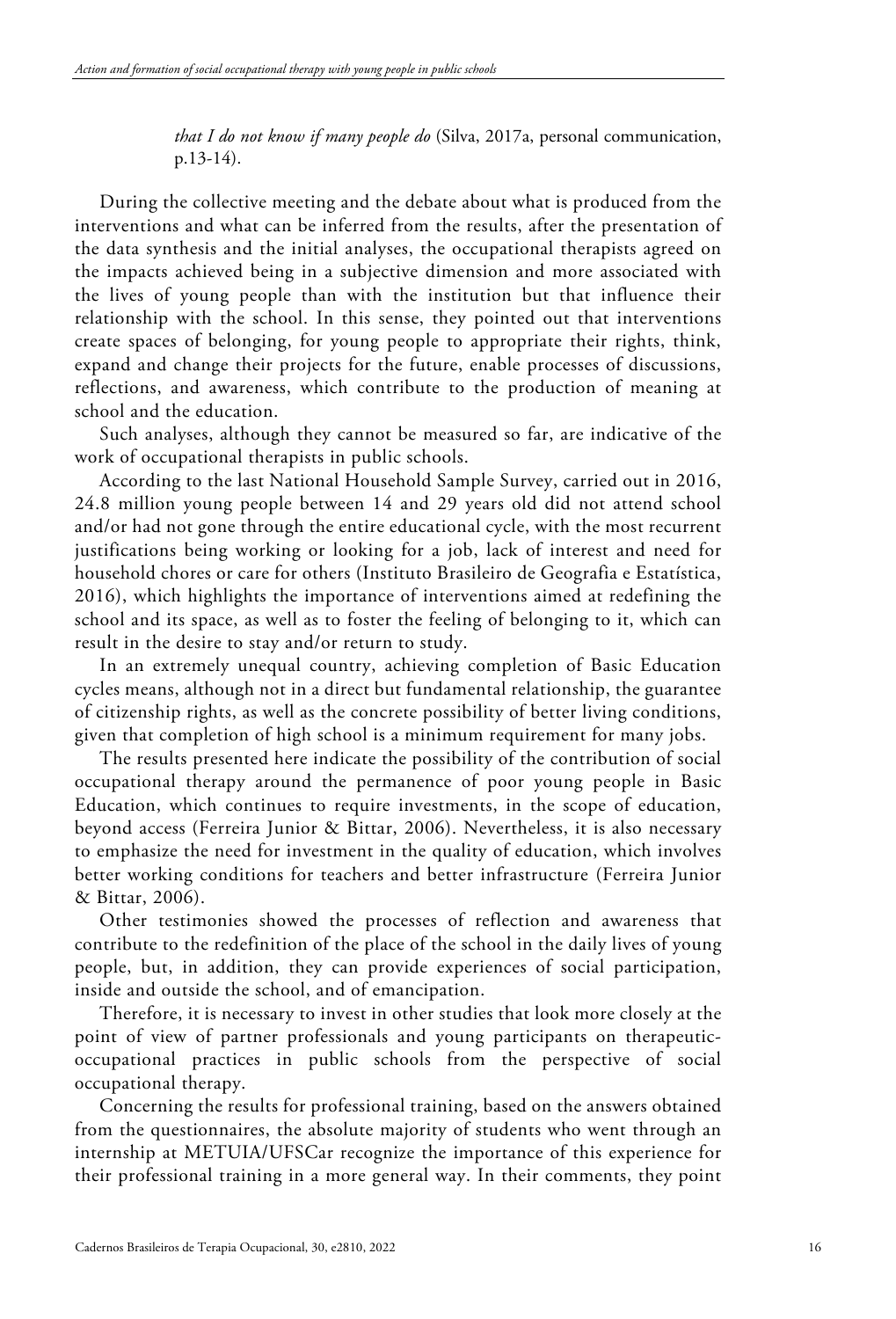> *that I do not know if many people do* (Silva, 2017a, personal communication, p.13-14).

During the collective meeting and the debate about what is produced from the interventions and what can be inferred from the results, after the presentation of the data synthesis and the initial analyses, the occupational therapists agreed on the impacts achieved being in a subjective dimension and more associated with the lives of young people than with the institution but that influence their relationship with the school. In this sense, they pointed out that interventions create spaces of belonging, for young people to appropriate their rights, think, expand and change their projects for the future, enable processes of discussions, reflections, and awareness, which contribute to the production of meaning at school and the education.

Such analyses, although they cannot be measured so far, are indicative of the work of occupational therapists in public schools.

According to the last National Household Sample Survey, carried out in 2016, 24.8 million young people between 14 and 29 years old did not attend school and/or had not gone through the entire educational cycle, with the most recurrent justifications being working or looking for a job, lack of interest and need for household chores or care for others (Instituto Brasileiro de Geografia e Estatística, 2016), which highlights the importance of interventions aimed at redefining the school and its space, as well as to foster the feeling of belonging to it, which can result in the desire to stay and/or return to study.

In an extremely unequal country, achieving completion of Basic Education cycles means, although not in a direct but fundamental relationship, the guarantee of citizenship rights, as well as the concrete possibility of better living conditions, given that completion of high school is a minimum requirement for many jobs.

The results presented here indicate the possibility of the contribution of social occupational therapy around the permanence of poor young people in Basic Education, which continues to require investments, in the scope of education, beyond access (Ferreira Junior & Bittar, 2006). Nevertheless, it is also necessary to emphasize the need for investment in the quality of education, which involves better working conditions for teachers and better infrastructure (Ferreira Junior & Bittar, 2006).

Other testimonies showed the processes of reflection and awareness that contribute to the redefinition of the place of the school in the daily lives of young people, but, in addition, they can provide experiences of social participation, inside and outside the school, and of emancipation.

Therefore, it is necessary to invest in other studies that look more closely at the point of view of partner professionals and young participants on therapeutic-occupational practices in public schools from the perspective of social occupational therapy.

Concerning the results for professional training, based on the answers obtained from the questionnaires, the absolute majority of students who went through an internship at METUIA/UFSCar recognize the importance of this experience for their professional training in a more general way. In their comments, they point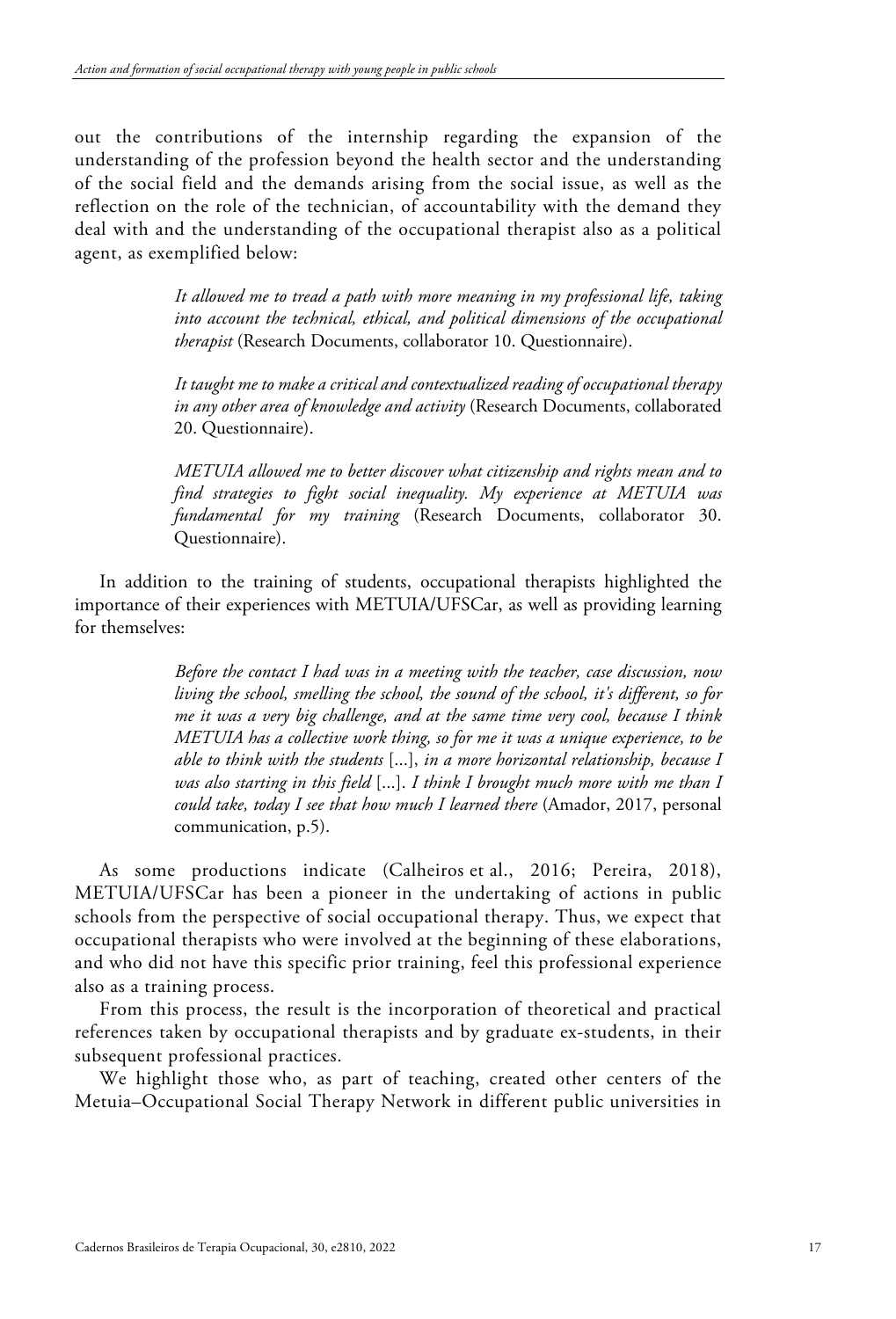out the contributions of the internship regarding the expansion of the understanding of the profession beyond the health sector and the understanding of the social field and the demands arising from the social issue, as well as the reflection on the role of the technician, of accountability with the demand they deal with and the understanding of the occupational therapist also as a political agent, as exemplified below:

> *It allowed me to tread a path with more meaning in my professional life, taking into account the technical, ethical, and political dimensions of the occupational therapist* (Research Documents, collaborator 10. Questionnaire).
>
> *It taught me to make a critical and contextualized reading of occupational therapy in any other area of knowledge and activity* (Research Documents, collaborated 20. Questionnaire).
>
> *METUIA allowed me to better discover what citizenship and rights mean and to find strategies to fight social inequality. My experience at METUIA was fundamental for my training* (Research Documents, collaborator 30. Questionnaire).

In addition to the training of students, occupational therapists highlighted the importance of their experiences with METUIA/UFSCar, as well as providing learning for themselves:

> *Before the contact I had was in a meeting with the teacher, case discussion, now living the school, smelling the school, the sound of the school, it's different, so for me it was a very big challenge, and at the same time very cool, because I think METUIA has a collective work thing, so for me it was a unique experience, to be able to think with the students* [...], *in a more horizontal relationship, because I was also starting in this field* [...]. *I think I brought much more with me than I could take, today I see that how much I learned there* (Amador, 2017, personal communication, p.5).

As some productions indicate (Calheiros et al., 2016; Pereira, 2018), METUIA/UFSCar has been a pioneer in the undertaking of actions in public schools from the perspective of social occupational therapy. Thus, we expect that occupational therapists who were involved at the beginning of these elaborations, and who did not have this specific prior training, feel this professional experience also as a training process.

From this process, the result is the incorporation of theoretical and practical references taken by occupational therapists and by graduate ex-students, in their subsequent professional practices.

We highlight those who, as part of teaching, created other centers of the Metuia–Occupational Social Therapy Network in different public universities in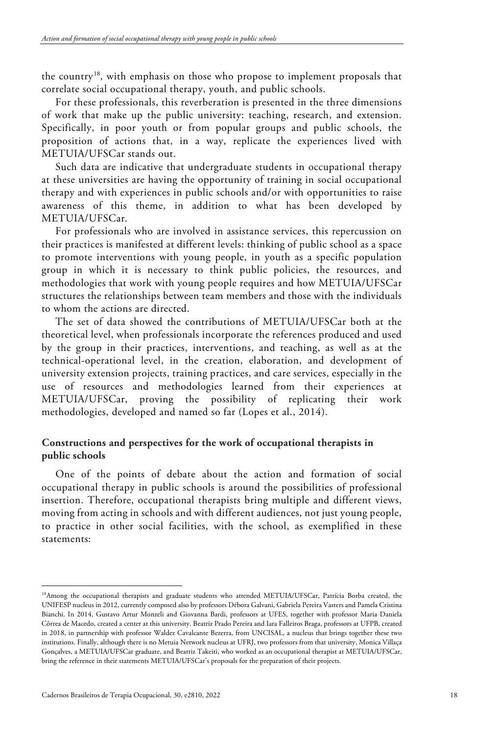the country[18], with emphasis on those who propose to implement proposals that correlate social occupational therapy, youth, and public schools.

For these professionals, this reverberation is presented in the three dimensions of work that make up the public university: teaching, research, and extension. Specifically, in poor youth or from popular groups and public schools, the proposition of actions that, in a way, replicate the experiences lived with METUIA/UFSCar stands out.

Such data are indicative that undergraduate students in occupational therapy at these universities are having the opportunity of training in social occupational therapy and with experiences in public schools and/or with opportunities to raise awareness of this theme, in addition to what has been developed by METUIA/UFSCar.

For professionals who are involved in assistance services, this repercussion on their practices is manifested at different levels: thinking of public school as a space to promote interventions with young people, in youth as a specific population group in which it is necessary to think public policies, the resources, and methodologies that work with young people requires and how METUIA/UFSCar structures the relationships between team members and those with the individuals to whom the actions are directed.

The set of data showed the contributions of METUIA/UFSCar both at the theoretical level, when professionals incorporate the references produced and used by the group in their practices, interventions, and teaching, as well as at the technical-operational level, in the creation, elaboration, and development of university extension projects, training practices, and care services, especially in the use of resources and methodologies learned from their experiences at METUIA/UFSCar, proving the possibility of replicating their work methodologies, developed and named so far (Lopes et al., 2014).

## Constructions and perspectives for the work of occupational therapists in public schools

One of the points of debate about the action and formation of social occupational therapy in public schools is around the possibilities of professional insertion. Therefore, occupational therapists bring multiple and different views, moving from acting in schools and with different audiences, not just young people, to practice in other social facilities, with the school, as exemplified in these statements:

---

[18] Among the occupational therapists and graduate students who attended METUIA/UFSCar, Patrícia Borba created, the UNIFESP nucleus in 2012, currently composed also by professors Débora Galvani, Gabriela Pereira Vasters and Pamela Cristina Bianchi. In 2014, Gustavo Artur Monzeli and Giovanna Bardi, professors at UFES, together with professor Maria Daniela Côrrea de Macedo, created a center at this university. Beatriz Prado Pereira and Iara Falleiros Braga, professors at UFPB, created in 2018, in partnership with professor Waldez Cavalcante Bezerra, from UNCISAL, a nucleus that brings together these two institutions. Finally, although there is no Metuia Network nucleus at UFRJ, two professors from that university, Monica Villaça Gonçalves, a METUIA/UFSCar graduate, and Beatriz Takeiti, who worked as an occupational therapist at METUIA/UFSCar, bring the reference in their statements METUIA/UFSCar's proposals for the preparation of their projects.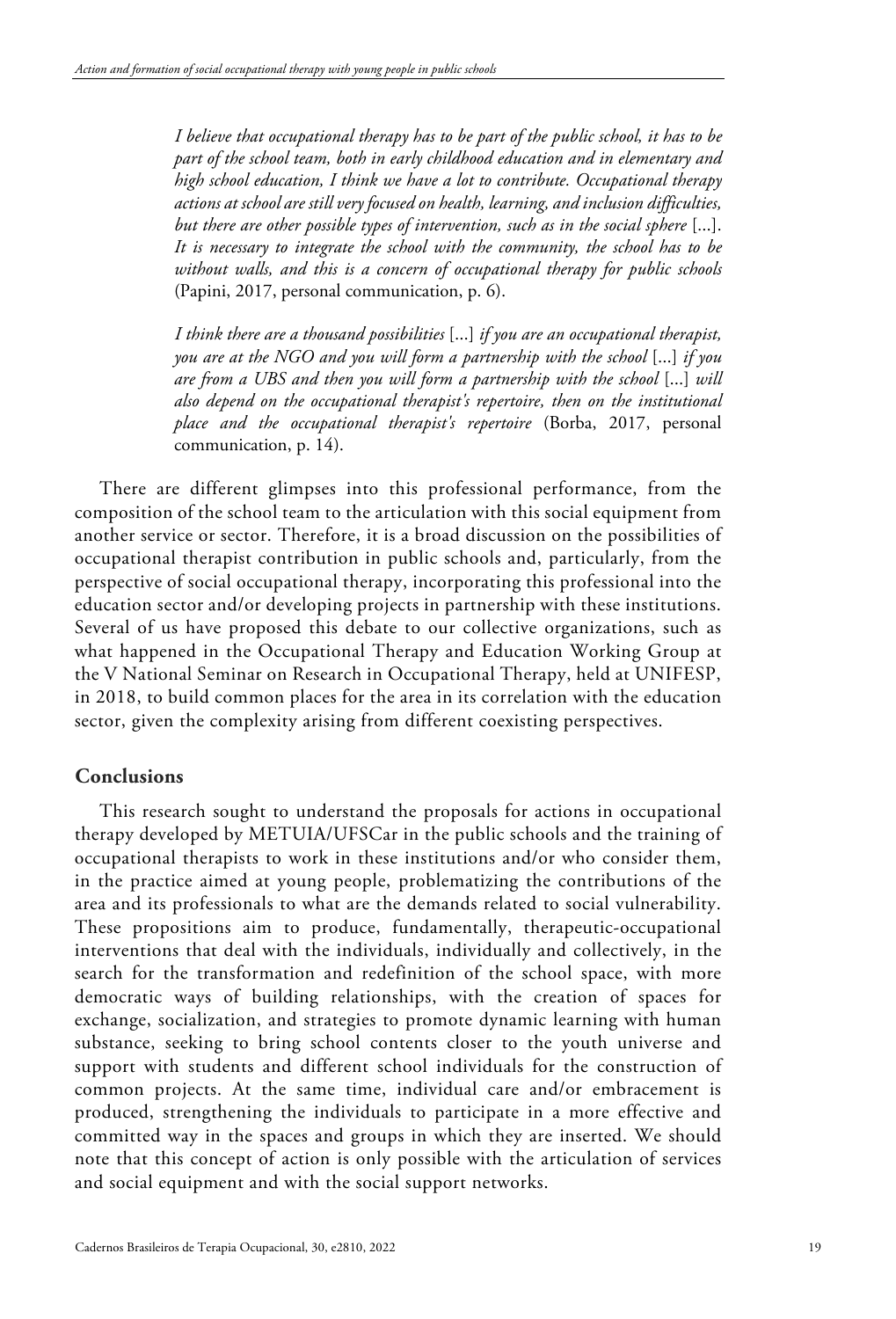> *I believe that occupational therapy has to be part of the public school, it has to be part of the school team, both in early childhood education and in elementary and high school education, I think we have a lot to contribute. Occupational therapy actions at school are still very focused on health, learning, and inclusion difficulties, but there are other possible types of intervention, such as in the social sphere* [...]. *It is necessary to integrate the school with the community, the school has to be without walls, and this is a concern of occupational therapy for public schools* (Papini, 2017, personal communication, p. 6).

> *I think there are a thousand possibilities* [...] *if you are an occupational therapist, you are at the NGO and you will form a partnership with the school* [...] *if you are from a UBS and then you will form a partnership with the school* [...] *will also depend on the occupational therapist's repertoire, then on the institutional place and the occupational therapist's repertoire* (Borba, 2017, personal communication, p. 14).

There are different glimpses into this professional performance, from the composition of the school team to the articulation with this social equipment from another service or sector. Therefore, it is a broad discussion on the possibilities of occupational therapist contribution in public schools and, particularly, from the perspective of social occupational therapy, incorporating this professional into the education sector and/or developing projects in partnership with these institutions. Several of us have proposed this debate to our collective organizations, such as what happened in the Occupational Therapy and Education Working Group at the V National Seminar on Research in Occupational Therapy, held at UNIFESP, in 2018, to build common places for the area in its correlation with the education sector, given the complexity arising from different coexisting perspectives.

## Conclusions

This research sought to understand the proposals for actions in occupational therapy developed by METUIA/UFSCar in the public schools and the training of occupational therapists to work in these institutions and/or who consider them, in the practice aimed at young people, problematizing the contributions of the area and its professionals to what are the demands related to social vulnerability. These propositions aim to produce, fundamentally, therapeutic-occupational interventions that deal with the individuals, individually and collectively, in the search for the transformation and redefinition of the school space, with more democratic ways of building relationships, with the creation of spaces for exchange, socialization, and strategies to promote dynamic learning with human substance, seeking to bring school contents closer to the youth universe and support with students and different school individuals for the construction of common projects. At the same time, individual care and/or embracement is produced, strengthening the individuals to participate in a more effective and committed way in the spaces and groups in which they are inserted. We should note that this concept of action is only possible with the articulation of services and social equipment and with the social support networks.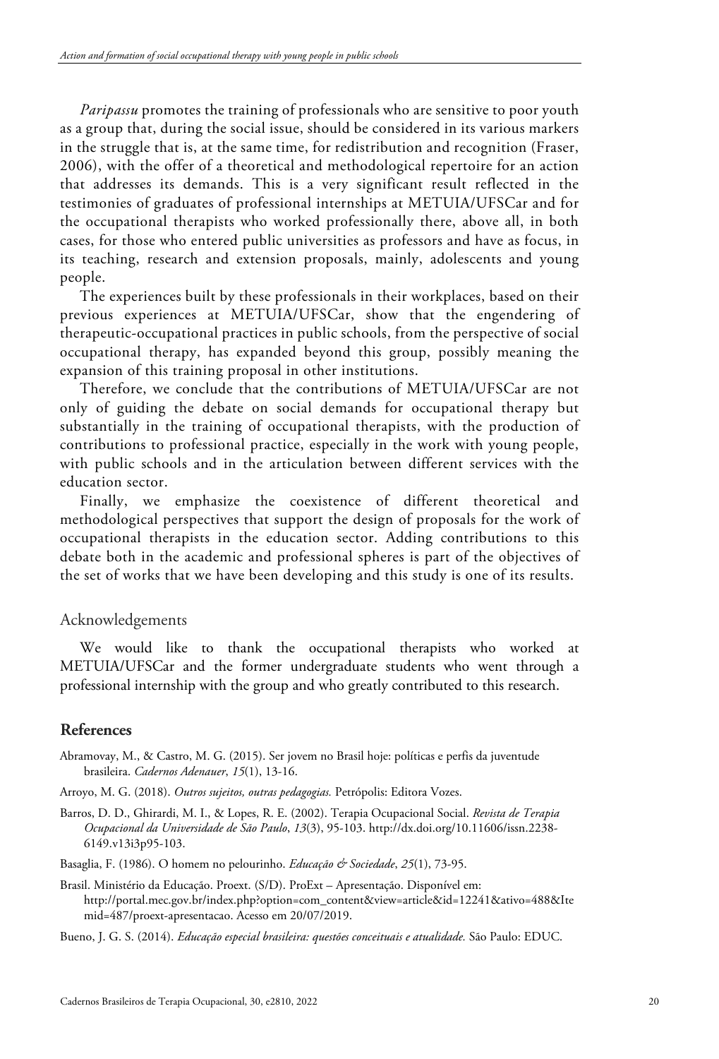*Paripassu* promotes the training of professionals who are sensitive to poor youth as a group that, during the social issue, should be considered in its various markers in the struggle that is, at the same time, for redistribution and recognition (Fraser, 2006), with the offer of a theoretical and methodological repertoire for an action that addresses its demands. This is a very significant result reflected in the testimonies of graduates of professional internships at METUIA/UFSCar and for the occupational therapists who worked professionally there, above all, in both cases, for those who entered public universities as professors and have as focus, in its teaching, research and extension proposals, mainly, adolescents and young people.

The experiences built by these professionals in their workplaces, based on their previous experiences at METUIA/UFSCar, show that the engendering of therapeutic-occupational practices in public schools, from the perspective of social occupational therapy, has expanded beyond this group, possibly meaning the expansion of this training proposal in other institutions.

Therefore, we conclude that the contributions of METUIA/UFSCar are not only of guiding the debate on social demands for occupational therapy but substantially in the training of occupational therapists, with the production of contributions to professional practice, especially in the work with young people, with public schools and in the articulation between different services with the education sector.

Finally, we emphasize the coexistence of different theoretical and methodological perspectives that support the design of proposals for the work of occupational therapists in the education sector. Adding contributions to this debate both in the academic and professional spheres is part of the objectives of the set of works that we have been developing and this study is one of its results.

## Acknowledgements

We would like to thank the occupational therapists who worked at METUIA/UFSCar and the former undergraduate students who went through a professional internship with the group and who greatly contributed to this research.

## References

Abramovay, M., & Castro, M. G. (2015). Ser jovem no Brasil hoje: políticas e perfis da juventude brasileira. *Cadernos Adenauer*, *15*(1), 13-16.

Arroyo, M. G. (2018). *Outros sujeitos, outras pedagogias.* Petrópolis: Editora Vozes.

Barros, D. D., Ghirardi, M. I., & Lopes, R. E. (2002). Terapia Ocupacional Social. *Revista de Terapia Ocupacional da Universidade de São Paulo*, *13*(3), 95-103. http://dx.doi.org/10.11606/issn.2238-6149.v13i3p95-103.

Basaglia, F. (1986). O homem no pelourinho. *Educação & Sociedade*, *25*(1), 73-95.

Brasil. Ministério da Educação. Proext. (S/D). ProExt – Apresentação. Disponível em: http://portal.mec.gov.br/index.php?option=com_content&view=article&id=12241&ativo=488&Itemid=487/proext-apresentacao. Acesso em 20/07/2019.

Bueno, J. G. S. (2014). *Educação especial brasileira: questões conceituais e atualidade.* São Paulo: EDUC.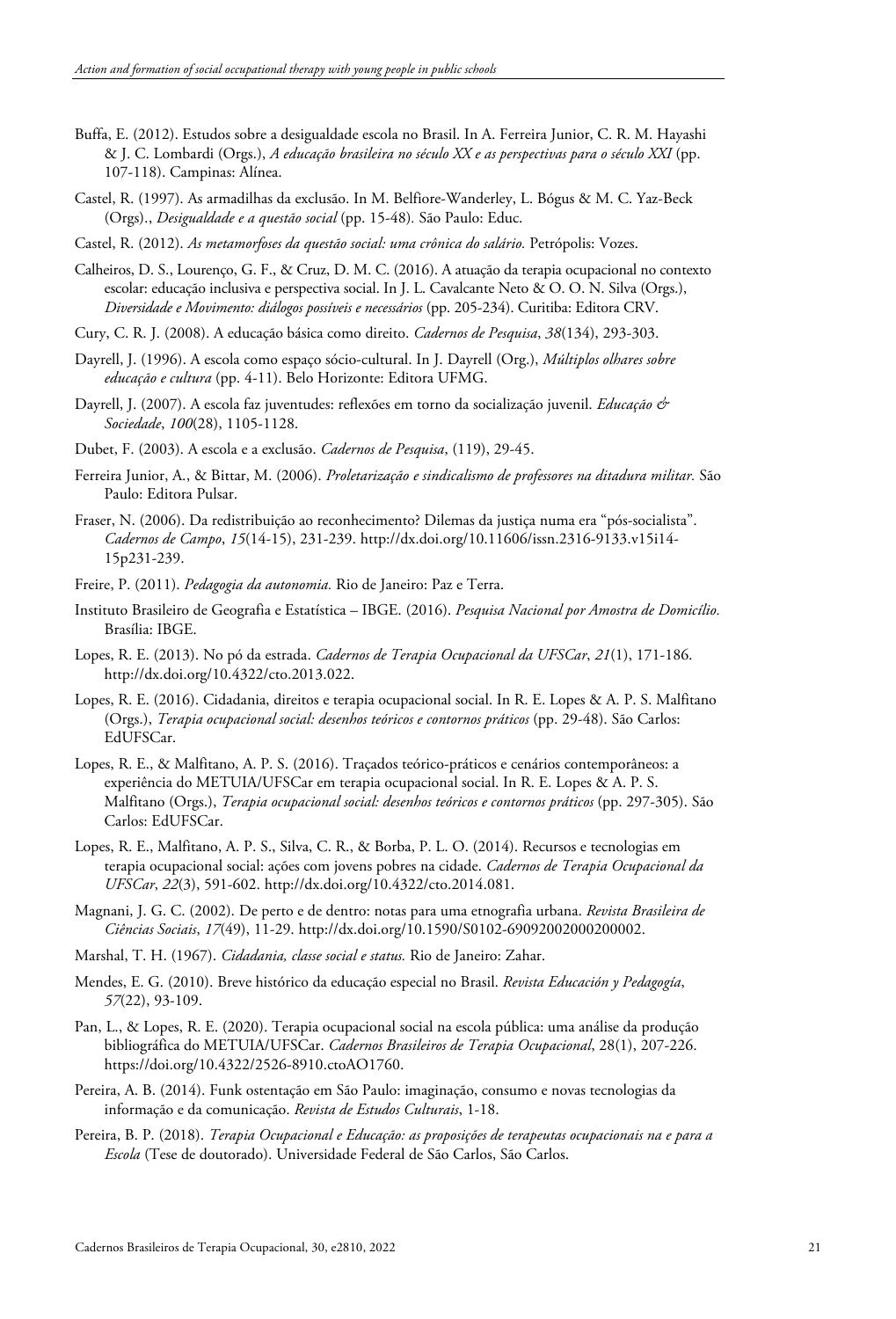Buffa, E. (2012). Estudos sobre a desigualdade escola no Brasil. In A. Ferreira Junior, C. R. M. Hayashi & J. C. Lombardi (Orgs.), *A educação brasileira no século XX e as perspectivas para o século XXI* (pp. 107-118). Campinas: Alínea.

Castel, R. (1997). As armadilhas da exclusão. In M. Belfiore-Wanderley, L. Bógus & M. C. Yaz-Beck (Orgs)., *Desigualdade e a questão social* (pp. 15-48)*.* São Paulo: Educ.

Castel, R. (2012). *As metamorfoses da questão social: uma crônica do salário.* Petrópolis: Vozes.

Calheiros, D. S., Lourenço, G. F., & Cruz, D. M. C. (2016). A atuação da terapia ocupacional no contexto escolar: educação inclusiva e perspectiva social. In J. L. Cavalcante Neto & O. O. N. Silva (Orgs.), *Diversidade e Movimento: diálogos possíveis e necessários* (pp. 205-234). Curitiba: Editora CRV.

Cury, C. R. J. (2008). A educação básica como direito. *Cadernos de Pesquisa*, *38*(134), 293-303.

Dayrell, J. (1996). A escola como espaço sócio-cultural. In J. Dayrell (Org.), *Múltiplos olhares sobre educação e cultura* (pp. 4-11). Belo Horizonte: Editora UFMG.

Dayrell, J. (2007). A escola faz juventudes: reflexões em torno da socialização juvenil. *Educação & Sociedade*, *100*(28), 1105-1128.

Dubet, F. (2003). A escola e a exclusão. *Cadernos de Pesquisa*, (119), 29-45.

Ferreira Junior, A., & Bittar, M. (2006). *Proletarização e sindicalismo de professores na ditadura militar.* São Paulo: Editora Pulsar.

Fraser, N. (2006). Da redistribuição ao reconhecimento? Dilemas da justiça numa era "pós-socialista". *Cadernos de Campo*, *15*(14-15), 231-239. http://dx.doi.org/10.11606/issn.2316-9133.v15i14-15p231-239.

Freire, P. (2011). *Pedagogia da autonomia.* Rio de Janeiro: Paz e Terra.

Instituto Brasileiro de Geografia e Estatística – IBGE. (2016). *Pesquisa Nacional por Amostra de Domicílio.* Brasília: IBGE.

Lopes, R. E. (2013). No pó da estrada. *Cadernos de Terapia Ocupacional da UFSCar*, *21*(1), 171-186. http://dx.doi.org/10.4322/cto.2013.022.

Lopes, R. E. (2016). Cidadania, direitos e terapia ocupacional social. In R. E. Lopes & A. P. S. Malfitano (Orgs.), *Terapia ocupacional social: desenhos teóricos e contornos práticos* (pp. 29-48). São Carlos: EdUFSCar.

Lopes, R. E., & Malfitano, A. P. S. (2016). Traçados teórico-práticos e cenários contemporâneos: a experiência do METUIA/UFSCar em terapia ocupacional social. In R. E. Lopes & A. P. S. Malfitano (Orgs.), *Terapia ocupacional social: desenhos teóricos e contornos práticos* (pp. 297-305). São Carlos: EdUFSCar.

Lopes, R. E., Malfitano, A. P. S., Silva, C. R., & Borba, P. L. O. (2014). Recursos e tecnologias em terapia ocupacional social: ações com jovens pobres na cidade. *Cadernos de Terapia Ocupacional da UFSCar*, *22*(3), 591-602. http://dx.doi.org/10.4322/cto.2014.081.

Magnani, J. G. C. (2002). De perto e de dentro: notas para uma etnografia urbana. *Revista Brasileira de Ciências Sociais*, *17*(49), 11-29. http://dx.doi.org/10.1590/S0102-69092002000200002.

Marshal, T. H. (1967). *Cidadania, classe social e status.* Rio de Janeiro: Zahar.

Mendes, E. G. (2010). Breve histórico da educação especial no Brasil. *Revista Educación y Pedagogía*, *57*(22), 93-109.

Pan, L., & Lopes, R. E. (2020). Terapia ocupacional social na escola pública: uma análise da produção bibliográfica do METUIA/UFSCar. *Cadernos Brasileiros de Terapia Ocupacional*, 28(1), 207-226. https://doi.org/10.4322/2526-8910.ctoAO1760.

Pereira, A. B. (2014). Funk ostentação em São Paulo: imaginação, consumo e novas tecnologias da informação e da comunicação. *Revista de Estudos Culturais*, 1-18.

Pereira, B. P. (2018). *Terapia Ocupacional e Educação: as proposições de terapeutas ocupacionais na e para a Escola* (Tese de doutorado). Universidade Federal de São Carlos, São Carlos.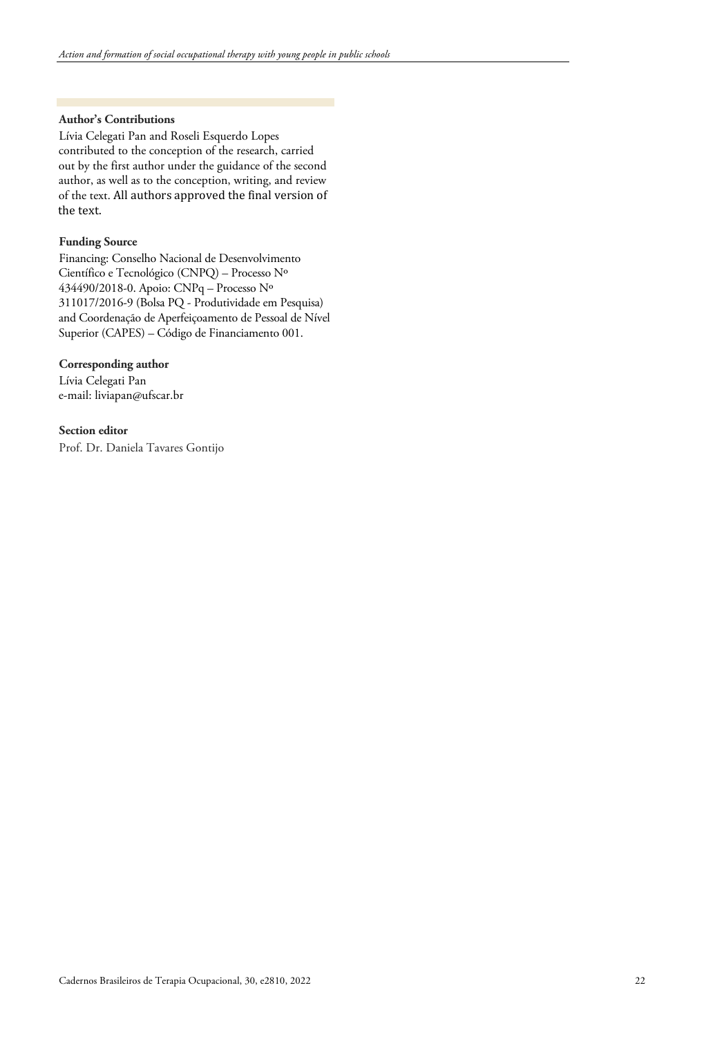### Author's Contributions

Lívia Celegati Pan and Roseli Esquerdo Lopes contributed to the conception of the research, carried out by the first author under the guidance of the second author, as well as to the conception, writing, and review of the text. All authors approved the final version of the text.

### Funding Source

Financing: Conselho Nacional de Desenvolvimento Científico e Tecnológico (CNPQ) – Processo Nº 434490/2018-0. Apoio: CNPq – Processo Nº 311017/2016-9 (Bolsa PQ - Produtividade em Pesquisa) and Coordenação de Aperfeiçoamento de Pessoal de Nível Superior (CAPES) – Código de Financiamento 001.

### Corresponding author

Lívia Celegati Pan
e-mail: liviapan@ufscar.br

### Section editor

Prof. Dr. Daniela Tavares Gontijo